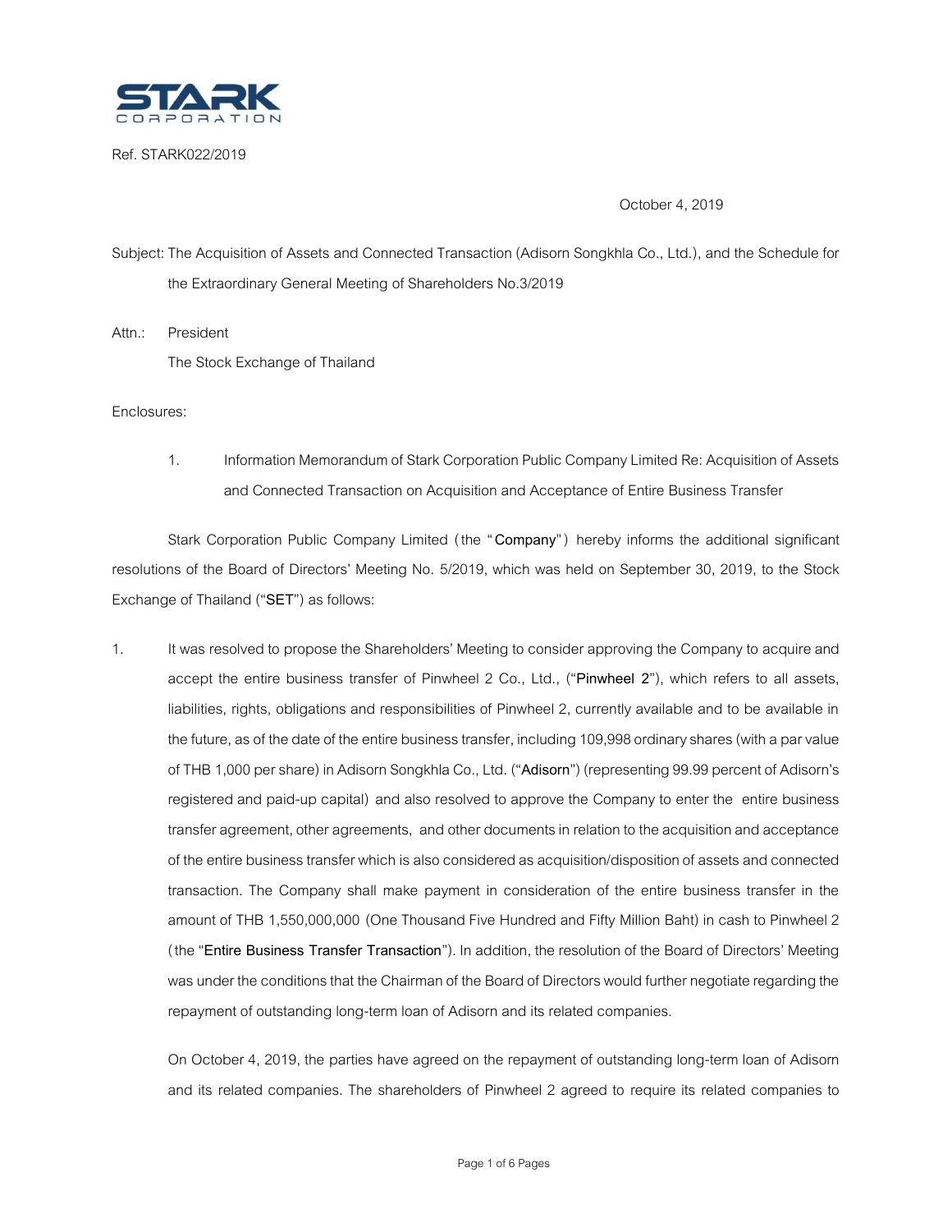STARK CORPORATION

Ref. STARK022/2019

October 4, 2019

Subject: The Acquisition of Assets and Connected Transaction (Adisorn Songkhla Co., Ltd.), and the Schedule for the Extraordinary General Meeting of Shareholders No.3/2019

Attn.: President
The Stock Exchange of Thailand

Enclosures:

1. Information Memorandum of Stark Corporation Public Company Limited Re: Acquisition of Assets and Connected Transaction on Acquisition and Acceptance of Entire Business Transfer

Stark Corporation Public Company Limited (the "**Company**") hereby informs the additional significant resolutions of the Board of Directors' Meeting No. 5/2019, which was held on September 30, 2019, to the Stock Exchange of Thailand ("**SET**") as follows:

1. It was resolved to propose the Shareholders' Meeting to consider approving the Company to acquire and accept the entire business transfer of Pinwheel 2 Co., Ltd., ("**Pinwheel 2**"), which refers to all assets, liabilities, rights, obligations and responsibilities of Pinwheel 2, currently available and to be available in the future, as of the date of the entire business transfer, including 109,998 ordinary shares (with a par value of THB 1,000 per share) in Adisorn Songkhla Co., Ltd. ("**Adisorn**") (representing 99.99 percent of Adisorn's registered and paid-up capital) and also resolved to approve the Company to enter the entire business transfer agreement, other agreements, and other documents in relation to the acquisition and acceptance of the entire business transfer which is also considered as acquisition/disposition of assets and connected transaction. The Company shall make payment in consideration of the entire business transfer in the amount of THB 1,550,000,000 (One Thousand Five Hundred and Fifty Million Baht) in cash to Pinwheel 2 (the "**Entire Business Transfer Transaction**"). In addition, the resolution of the Board of Directors' Meeting was under the conditions that the Chairman of the Board of Directors would further negotiate regarding the repayment of outstanding long-term loan of Adisorn and its related companies.

   On October 4, 2019, the parties have agreed on the repayment of outstanding long-term loan of Adisorn and its related companies. The shareholders of Pinwheel 2 agreed to require its related companies to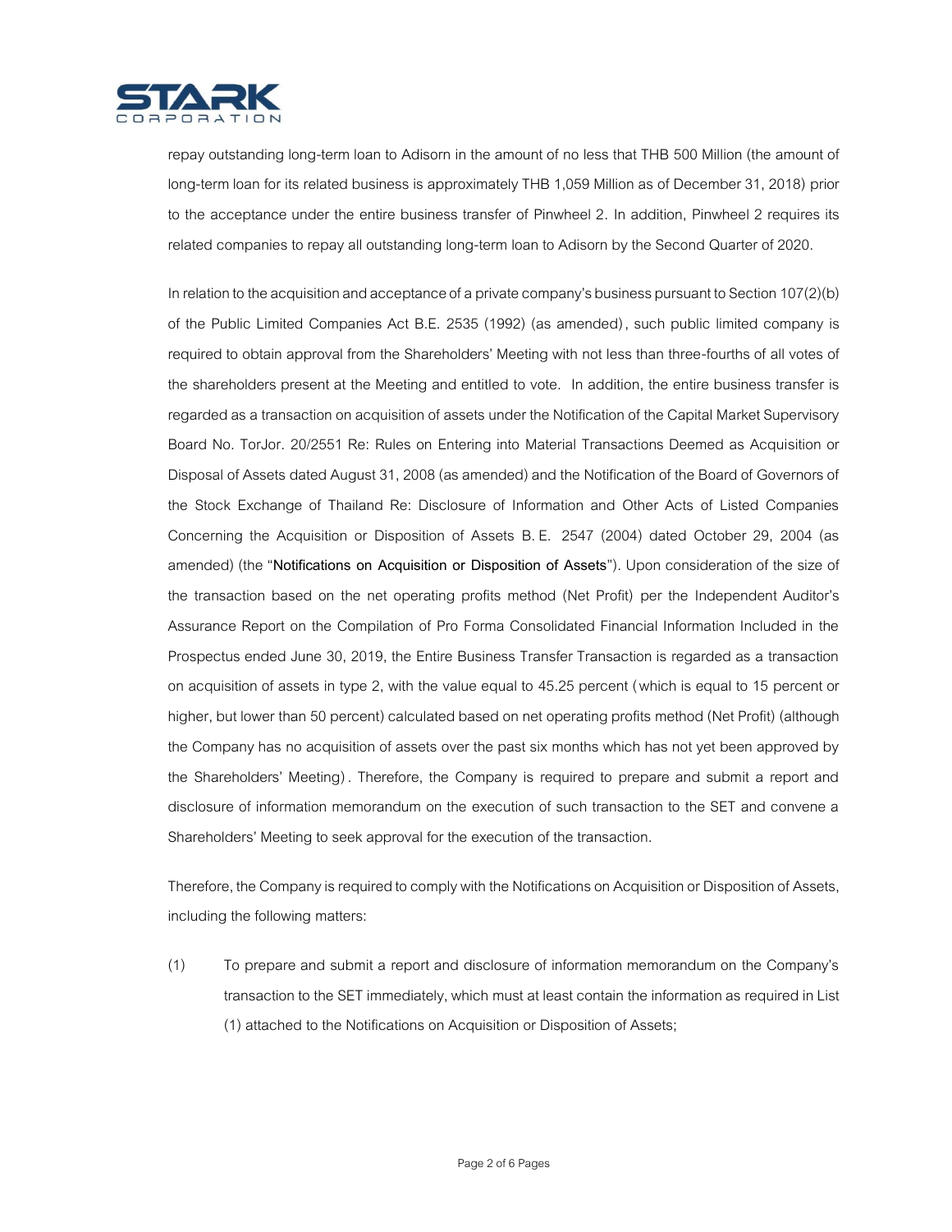repay outstanding long-term loan to Adisorn in the amount of no less that THB 500 Million (the amount of long-term loan for its related business is approximately THB 1,059 Million as of December 31, 2018) prior to the acceptance under the entire business transfer of Pinwheel 2. In addition, Pinwheel 2 requires its related companies to repay all outstanding long-term loan to Adisorn by the Second Quarter of 2020.

In relation to the acquisition and acceptance of a private company's business pursuant to Section 107(2)(b) of the Public Limited Companies Act B.E. 2535 (1992) (as amended), such public limited company is required to obtain approval from the Shareholders' Meeting with not less than three-fourths of all votes of the shareholders present at the Meeting and entitled to vote. In addition, the entire business transfer is regarded as a transaction on acquisition of assets under the Notification of the Capital Market Supervisory Board No. TorJor. 20/2551 Re: Rules on Entering into Material Transactions Deemed as Acquisition or Disposal of Assets dated August 31, 2008 (as amended) and the Notification of the Board of Governors of the Stock Exchange of Thailand Re: Disclosure of Information and Other Acts of Listed Companies Concerning the Acquisition or Disposition of Assets B.E. 2547 (2004) dated October 29, 2004 (as amended) (the "**Notifications on Acquisition or Disposition of Assets**"). Upon consideration of the size of the transaction based on the net operating profits method (Net Profit) per the Independent Auditor's Assurance Report on the Compilation of Pro Forma Consolidated Financial Information Included in the Prospectus ended June 30, 2019, the Entire Business Transfer Transaction is regarded as a transaction on acquisition of assets in type 2, with the value equal to 45.25 percent (which is equal to 15 percent or higher, but lower than 50 percent) calculated based on net operating profits method (Net Profit) (although the Company has no acquisition of assets over the past six months which has not yet been approved by the Shareholders' Meeting). Therefore, the Company is required to prepare and submit a report and disclosure of information memorandum on the execution of such transaction to the SET and convene a Shareholders' Meeting to seek approval for the execution of the transaction.

Therefore, the Company is required to comply with the Notifications on Acquisition or Disposition of Assets, including the following matters:

(1) To prepare and submit a report and disclosure of information memorandum on the Company's transaction to the SET immediately, which must at least contain the information as required in List (1) attached to the Notifications on Acquisition or Disposition of Assets;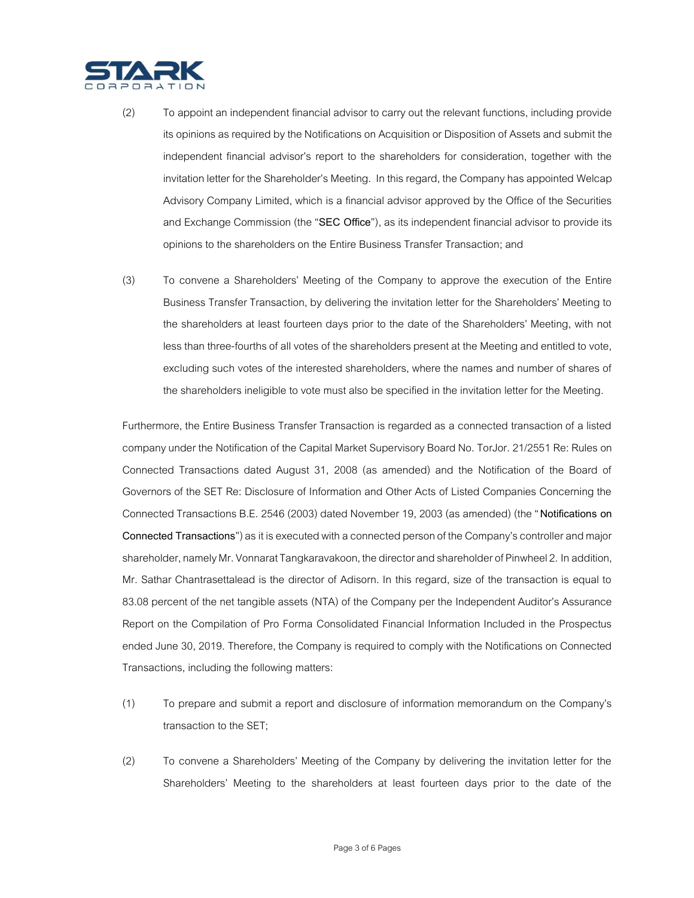(2) To appoint an independent financial advisor to carry out the relevant functions, including provide its opinions as required by the Notifications on Acquisition or Disposition of Assets and submit the independent financial advisor's report to the shareholders for consideration, together with the invitation letter for the Shareholder's Meeting. In this regard, the Company has appointed Welcap Advisory Company Limited, which is a financial advisor approved by the Office of the Securities and Exchange Commission (the "**SEC Office**"), as its independent financial advisor to provide its opinions to the shareholders on the Entire Business Transfer Transaction; and

(3) To convene a Shareholders' Meeting of the Company to approve the execution of the Entire Business Transfer Transaction, by delivering the invitation letter for the Shareholders' Meeting to the shareholders at least fourteen days prior to the date of the Shareholders' Meeting, with not less than three-fourths of all votes of the shareholders present at the Meeting and entitled to vote, excluding such votes of the interested shareholders, where the names and number of shares of the shareholders ineligible to vote must also be specified in the invitation letter for the Meeting.

Furthermore, the Entire Business Transfer Transaction is regarded as a connected transaction of a listed company under the Notification of the Capital Market Supervisory Board No. TorJor. 21/2551 Re: Rules on Connected Transactions dated August 31, 2008 (as amended) and the Notification of the Board of Governors of the SET Re: Disclosure of Information and Other Acts of Listed Companies Concerning the Connected Transactions B.E. 2546 (2003) dated November 19, 2003 (as amended) (the "**Notifications on Connected Transactions**") as it is executed with a connected person of the Company's controller and major shareholder, namely Mr. Vonnarat Tangkaravakoon, the director and shareholder of Pinwheel 2. In addition, Mr. Sathar Chantrasettalead is the director of Adisorn. In this regard, size of the transaction is equal to 83.08 percent of the net tangible assets (NTA) of the Company per the Independent Auditor's Assurance Report on the Compilation of Pro Forma Consolidated Financial Information Included in the Prospectus ended June 30, 2019. Therefore, the Company is required to comply with the Notifications on Connected Transactions, including the following matters:

(1) To prepare and submit a report and disclosure of information memorandum on the Company's transaction to the SET;

(2) To convene a Shareholders' Meeting of the Company by delivering the invitation letter for the Shareholders' Meeting to the shareholders at least fourteen days prior to the date of the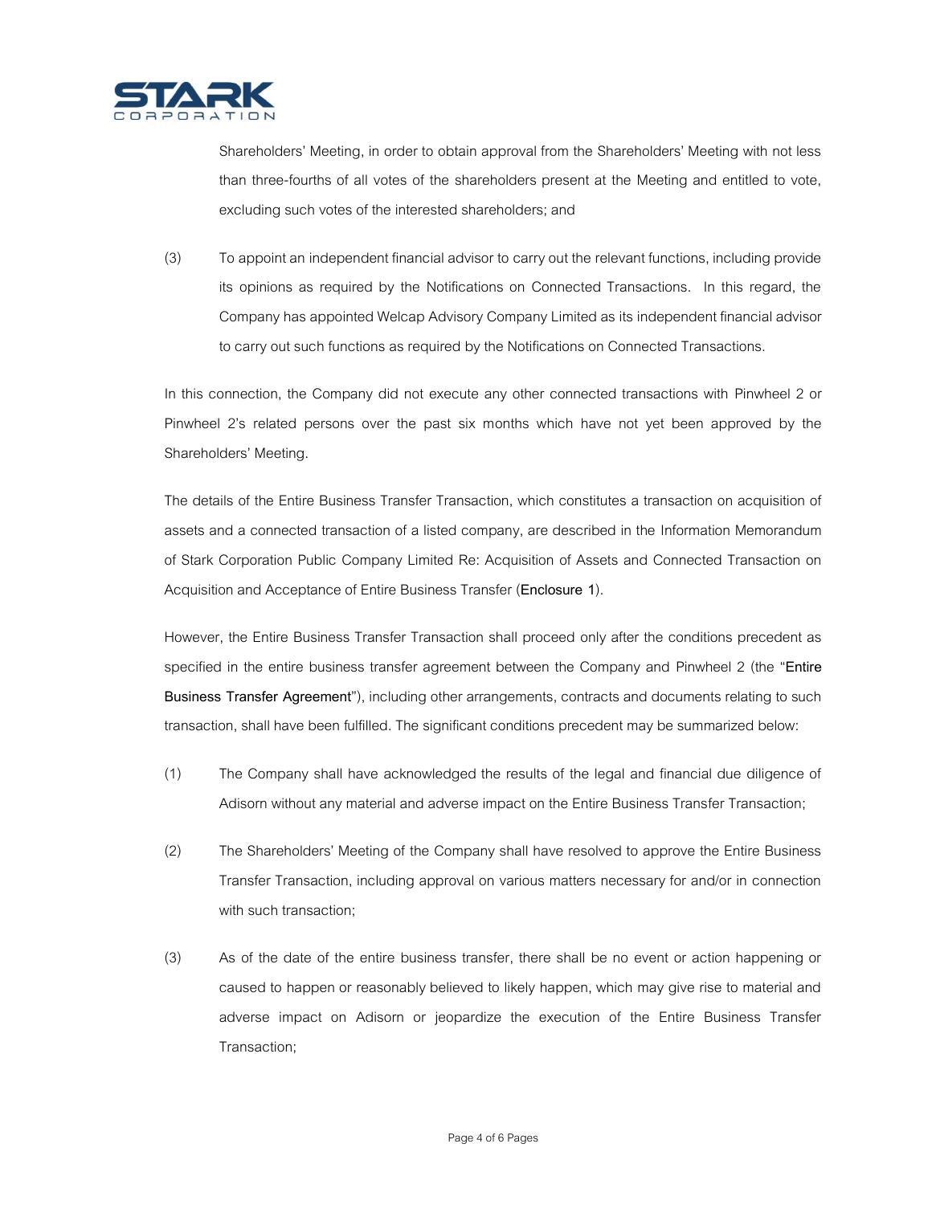Shareholders' Meeting, in order to obtain approval from the Shareholders' Meeting with not less than three-fourths of all votes of the shareholders present at the Meeting and entitled to vote, excluding such votes of the interested shareholders; and

(3) To appoint an independent financial advisor to carry out the relevant functions, including provide its opinions as required by the Notifications on Connected Transactions. In this regard, the Company has appointed Welcap Advisory Company Limited as its independent financial advisor to carry out such functions as required by the Notifications on Connected Transactions.

In this connection, the Company did not execute any other connected transactions with Pinwheel 2 or Pinwheel 2's related persons over the past six months which have not yet been approved by the Shareholders' Meeting.

The details of the Entire Business Transfer Transaction, which constitutes a transaction on acquisition of assets and a connected transaction of a listed company, are described in the Information Memorandum of Stark Corporation Public Company Limited Re: Acquisition of Assets and Connected Transaction on Acquisition and Acceptance of Entire Business Transfer (**Enclosure 1**).

However, the Entire Business Transfer Transaction shall proceed only after the conditions precedent as specified in the entire business transfer agreement between the Company and Pinwheel 2 (the "**Entire Business Transfer Agreement**"), including other arrangements, contracts and documents relating to such transaction, shall have been fulfilled. The significant conditions precedent may be summarized below:

(1) The Company shall have acknowledged the results of the legal and financial due diligence of Adisorn without any material and adverse impact on the Entire Business Transfer Transaction;

(2) The Shareholders' Meeting of the Company shall have resolved to approve the Entire Business Transfer Transaction, including approval on various matters necessary for and/or in connection with such transaction;

(3) As of the date of the entire business transfer, there shall be no event or action happening or caused to happen or reasonably believed to likely happen, which may give rise to material and adverse impact on Adisorn or jeopardize the execution of the Entire Business Transfer Transaction;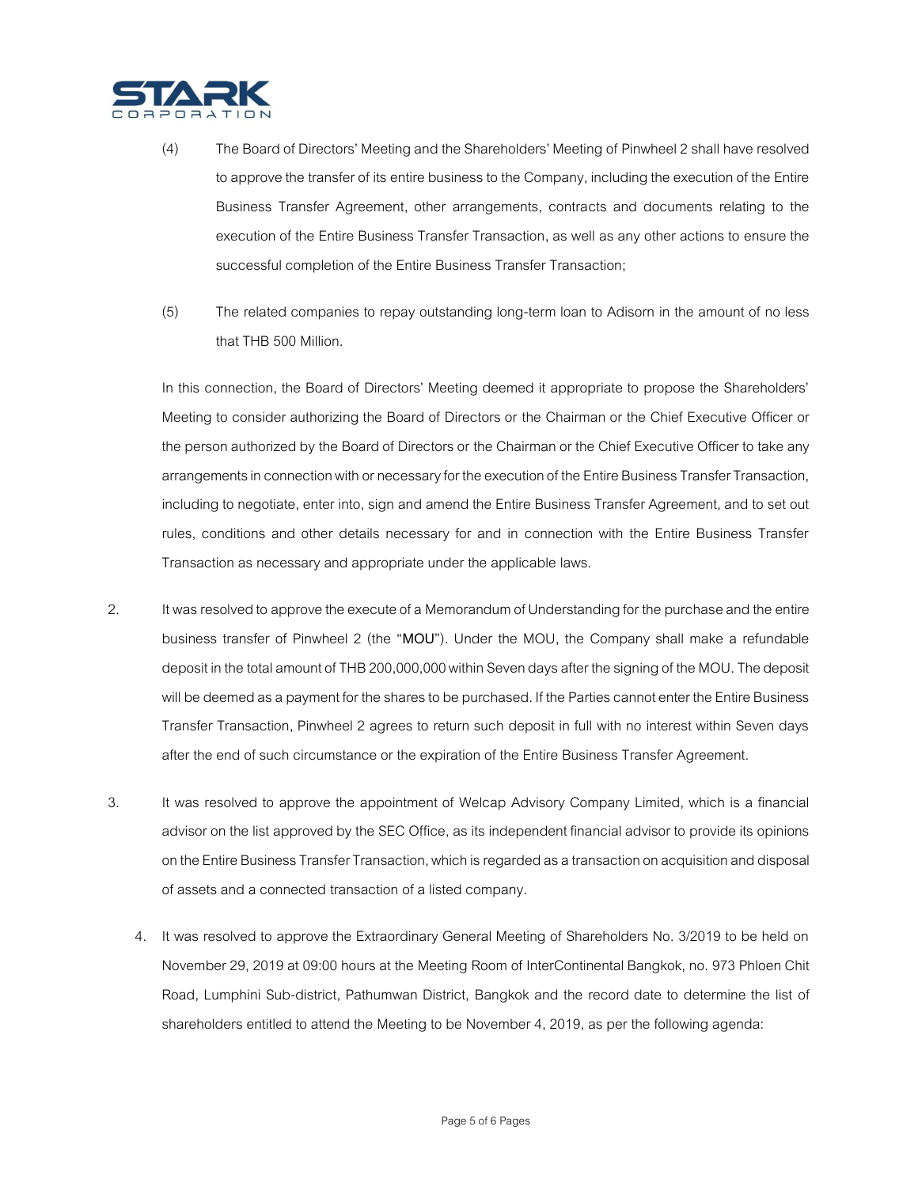(4) The Board of Directors' Meeting and the Shareholders' Meeting of Pinwheel 2 shall have resolved to approve the transfer of its entire business to the Company, including the execution of the Entire Business Transfer Agreement, other arrangements, contracts and documents relating to the execution of the Entire Business Transfer Transaction, as well as any other actions to ensure the successful completion of the Entire Business Transfer Transaction;

(5) The related companies to repay outstanding long-term loan to Adisorn in the amount of no less that THB 500 Million.

In this connection, the Board of Directors' Meeting deemed it appropriate to propose the Shareholders' Meeting to consider authorizing the Board of Directors or the Chairman or the Chief Executive Officer or the person authorized by the Board of Directors or the Chairman or the Chief Executive Officer to take any arrangements in connection with or necessary for the execution of the Entire Business Transfer Transaction, including to negotiate, enter into, sign and amend the Entire Business Transfer Agreement, and to set out rules, conditions and other details necessary for and in connection with the Entire Business Transfer Transaction as necessary and appropriate under the applicable laws.

2. It was resolved to approve the execute of a Memorandum of Understanding for the purchase and the entire business transfer of Pinwheel 2 (the "**MOU**"). Under the MOU, the Company shall make a refundable deposit in the total amount of THB 200,000,000 within Seven days after the signing of the MOU. The deposit will be deemed as a payment for the shares to be purchased. If the Parties cannot enter the Entire Business Transfer Transaction, Pinwheel 2 agrees to return such deposit in full with no interest within Seven days after the end of such circumstance or the expiration of the Entire Business Transfer Agreement.

3. It was resolved to approve the appointment of Welcap Advisory Company Limited, which is a financial advisor on the list approved by the SEC Office, as its independent financial advisor to provide its opinions on the Entire Business Transfer Transaction, which is regarded as a transaction on acquisition and disposal of assets and a connected transaction of a listed company.

4. It was resolved to approve the Extraordinary General Meeting of Shareholders No. 3/2019 to be held on November 29, 2019 at 09:00 hours at the Meeting Room of InterContinental Bangkok, no. 973 Phloen Chit Road, Lumphini Sub-district, Pathumwan District, Bangkok and the record date to determine the list of shareholders entitled to attend the Meeting to be November 4, 2019, as per the following agenda: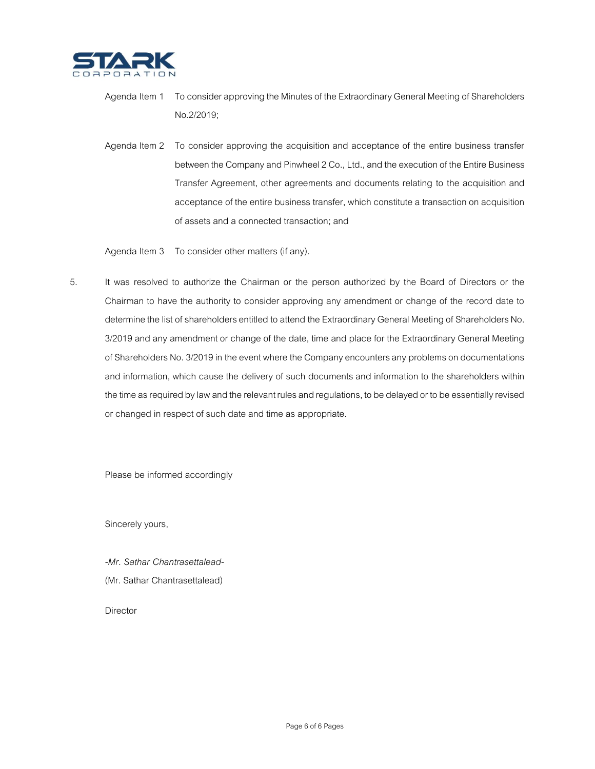Agenda Item 1 To consider approving the Minutes of the Extraordinary General Meeting of Shareholders No.2/2019;

Agenda Item 2 To consider approving the acquisition and acceptance of the entire business transfer between the Company and Pinwheel 2 Co., Ltd., and the execution of the Entire Business Transfer Agreement, other agreements and documents relating to the acquisition and acceptance of the entire business transfer, which constitute a transaction on acquisition of assets and a connected transaction; and

Agenda Item 3 To consider other matters (if any).

5. It was resolved to authorize the Chairman or the person authorized by the Board of Directors or the Chairman to have the authority to consider approving any amendment or change of the record date to determine the list of shareholders entitled to attend the Extraordinary General Meeting of Shareholders No. 3/2019 and any amendment or change of the date, time and place for the Extraordinary General Meeting of Shareholders No. 3/2019 in the event where the Company encounters any problems on documentations and information, which cause the delivery of such documents and information to the shareholders within the time as required by law and the relevant rules and regulations, to be delayed or to be essentially revised or changed in respect of such date and time as appropriate.

Please be informed accordingly

Sincerely yours,

*-Mr. Sathar Chantrasettalead-*

(Mr. Sathar Chantrasettalead)

Director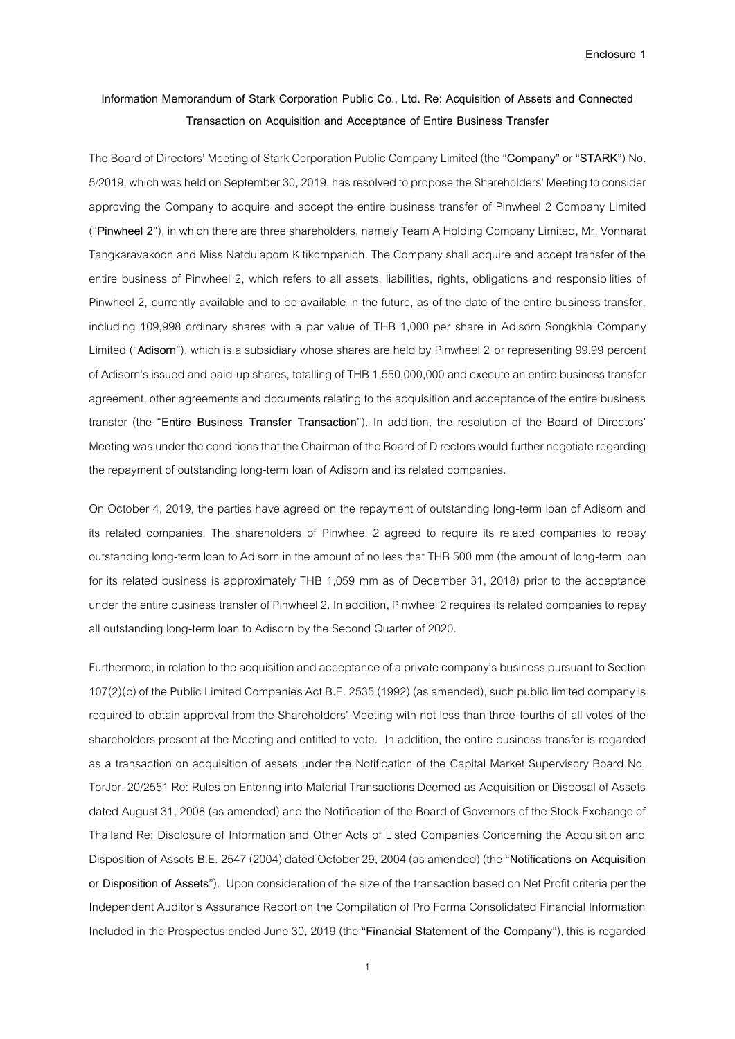Enclosure 1

**Information Memorandum of Stark Corporation Public Co., Ltd. Re: Acquisition of Assets and Connected Transaction on Acquisition and Acceptance of Entire Business Transfer**

The Board of Directors' Meeting of Stark Corporation Public Company Limited (the "**Company**" or "**STARK**") No. 5/2019, which was held on September 30, 2019, has resolved to propose the Shareholders' Meeting to consider approving the Company to acquire and accept the entire business transfer of Pinwheel 2 Company Limited ("**Pinwheel 2**"), in which there are three shareholders, namely Team A Holding Company Limited, Mr. Vonnarat Tangkaravakoon and Miss Natdulaporn Kitikornpanich. The Company shall acquire and accept transfer of the entire business of Pinwheel 2, which refers to all assets, liabilities, rights, obligations and responsibilities of Pinwheel 2, currently available and to be available in the future, as of the date of the entire business transfer, including 109,998 ordinary shares with a par value of THB 1,000 per share in Adisorn Songkhla Company Limited ("**Adisorn**"), which is a subsidiary whose shares are held by Pinwheel 2 or representing 99.99 percent of Adisorn's issued and paid-up shares, totalling of THB 1,550,000,000 and execute an entire business transfer agreement, other agreements and documents relating to the acquisition and acceptance of the entire business transfer (the "**Entire Business Transfer Transaction**"). In addition, the resolution of the Board of Directors' Meeting was under the conditions that the Chairman of the Board of Directors would further negotiate regarding the repayment of outstanding long-term loan of Adisorn and its related companies.

On October 4, 2019, the parties have agreed on the repayment of outstanding long-term loan of Adisorn and its related companies. The shareholders of Pinwheel 2 agreed to require its related companies to repay outstanding long-term loan to Adisorn in the amount of no less that THB 500 mm (the amount of long-term loan for its related business is approximately THB 1,059 mm as of December 31, 2018) prior to the acceptance under the entire business transfer of Pinwheel 2. In addition, Pinwheel 2 requires its related companies to repay all outstanding long-term loan to Adisorn by the Second Quarter of 2020.

Furthermore, in relation to the acquisition and acceptance of a private company's business pursuant to Section 107(2)(b) of the Public Limited Companies Act B.E. 2535 (1992) (as amended), such public limited company is required to obtain approval from the Shareholders' Meeting with not less than three-fourths of all votes of the shareholders present at the Meeting and entitled to vote. In addition, the entire business transfer is regarded as a transaction on acquisition of assets under the Notification of the Capital Market Supervisory Board No. TorJor. 20/2551 Re: Rules on Entering into Material Transactions Deemed as Acquisition or Disposal of Assets dated August 31, 2008 (as amended) and the Notification of the Board of Governors of the Stock Exchange of Thailand Re: Disclosure of Information and Other Acts of Listed Companies Concerning the Acquisition and Disposition of Assets B.E. 2547 (2004) dated October 29, 2004 (as amended) (the "**Notifications on Acquisition or Disposition of Assets**"). Upon consideration of the size of the transaction based on Net Profit criteria per the Independent Auditor's Assurance Report on the Compilation of Pro Forma Consolidated Financial Information Included in the Prospectus ended June 30, 2019 (the "**Financial Statement of the Company**"), this is regarded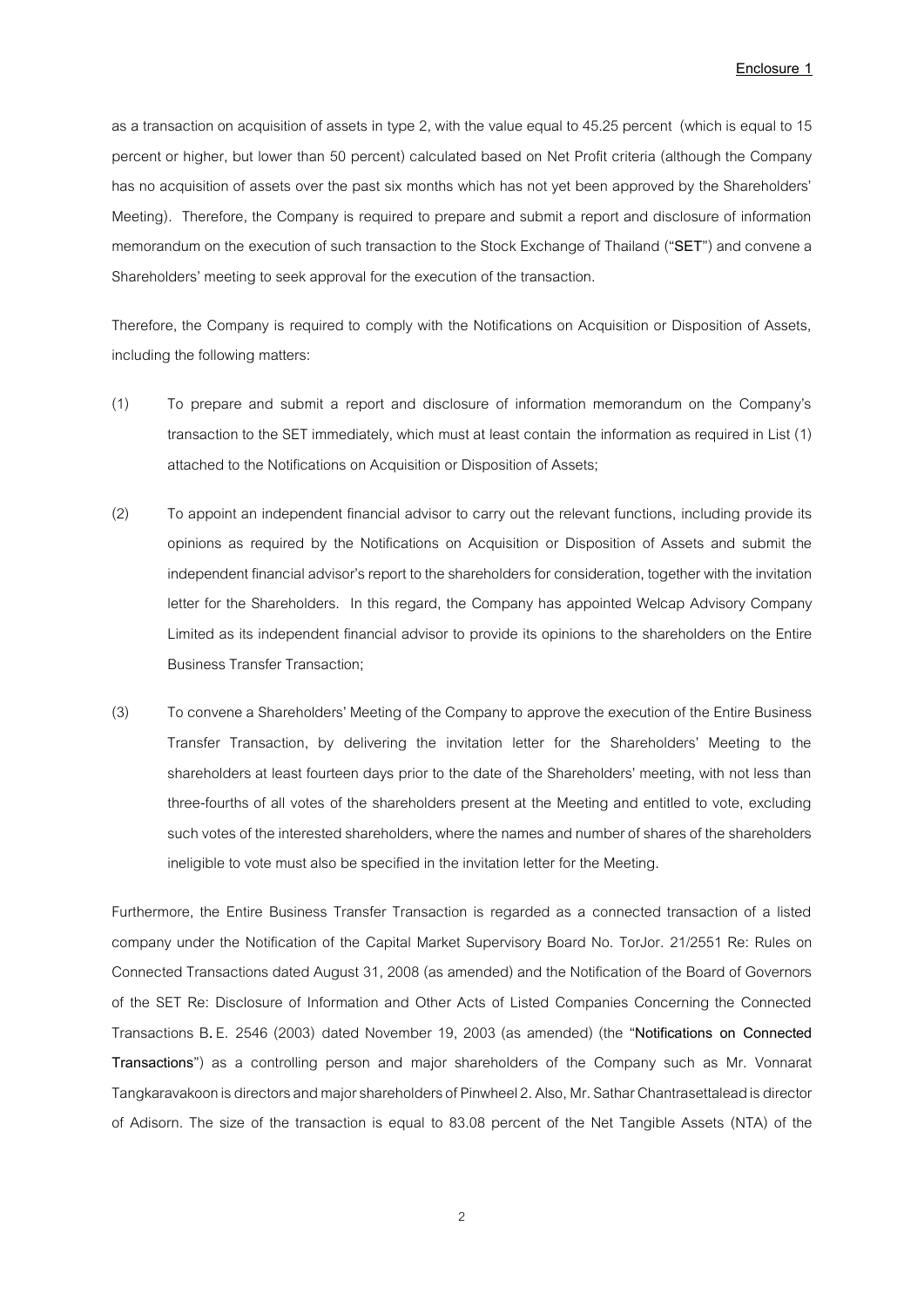as a transaction on acquisition of assets in type 2, with the value equal to 45.25 percent (which is equal to 15 percent or higher, but lower than 50 percent) calculated based on Net Profit criteria (although the Company has no acquisition of assets over the past six months which has not yet been approved by the Shareholders' Meeting). Therefore, the Company is required to prepare and submit a report and disclosure of information memorandum on the execution of such transaction to the Stock Exchange of Thailand ("**SET**") and convene a Shareholders' meeting to seek approval for the execution of the transaction.

Therefore, the Company is required to comply with the Notifications on Acquisition or Disposition of Assets, including the following matters:

(1) To prepare and submit a report and disclosure of information memorandum on the Company's transaction to the SET immediately, which must at least contain the information as required in List (1) attached to the Notifications on Acquisition or Disposition of Assets;

(2) To appoint an independent financial advisor to carry out the relevant functions, including provide its opinions as required by the Notifications on Acquisition or Disposition of Assets and submit the independent financial advisor's report to the shareholders for consideration, together with the invitation letter for the Shareholders. In this regard, the Company has appointed Welcap Advisory Company Limited as its independent financial advisor to provide its opinions to the shareholders on the Entire Business Transfer Transaction;

(3) To convene a Shareholders' Meeting of the Company to approve the execution of the Entire Business Transfer Transaction, by delivering the invitation letter for the Shareholders' Meeting to the shareholders at least fourteen days prior to the date of the Shareholders' meeting, with not less than three-fourths of all votes of the shareholders present at the Meeting and entitled to vote, excluding such votes of the interested shareholders, where the names and number of shares of the shareholders ineligible to vote must also be specified in the invitation letter for the Meeting.

Furthermore, the Entire Business Transfer Transaction is regarded as a connected transaction of a listed company under the Notification of the Capital Market Supervisory Board No. TorJor. 21/2551 Re: Rules on Connected Transactions dated August 31, 2008 (as amended) and the Notification of the Board of Governors of the SET Re: Disclosure of Information and Other Acts of Listed Companies Concerning the Connected Transactions B.E. 2546 (2003) dated November 19, 2003 (as amended) (the "**Notifications on Connected Transactions**") as a controlling person and major shareholders of the Company such as Mr. Vonnarat Tangkaravakoon is directors and major shareholders of Pinwheel 2. Also, Mr. Sathar Chantrasettalead is director of Adisorn. The size of the transaction is equal to 83.08 percent of the Net Tangible Assets (NTA) of the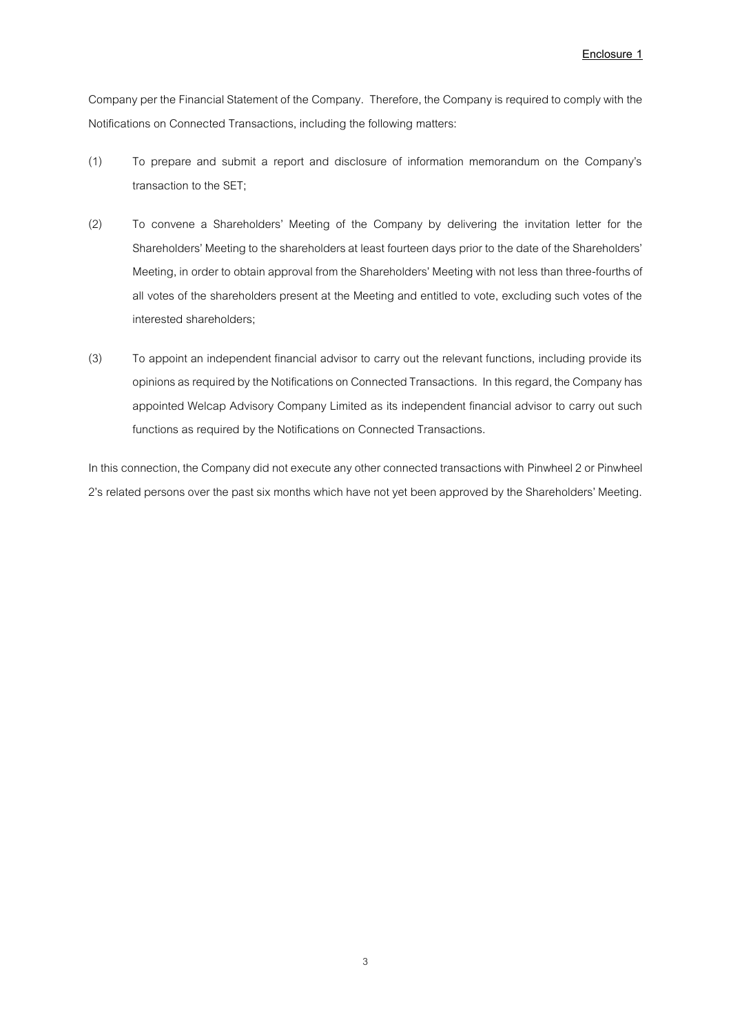Company per the Financial Statement of the Company. Therefore, the Company is required to comply with the Notifications on Connected Transactions, including the following matters:

(1) To prepare and submit a report and disclosure of information memorandum on the Company's transaction to the SET;

(2) To convene a Shareholders' Meeting of the Company by delivering the invitation letter for the Shareholders' Meeting to the shareholders at least fourteen days prior to the date of the Shareholders' Meeting, in order to obtain approval from the Shareholders' Meeting with not less than three-fourths of all votes of the shareholders present at the Meeting and entitled to vote, excluding such votes of the interested shareholders;

(3) To appoint an independent financial advisor to carry out the relevant functions, including provide its opinions as required by the Notifications on Connected Transactions. In this regard, the Company has appointed Welcap Advisory Company Limited as its independent financial advisor to carry out such functions as required by the Notifications on Connected Transactions.

In this connection, the Company did not execute any other connected transactions with Pinwheel 2 or Pinwheel 2's related persons over the past six months which have not yet been approved by the Shareholders' Meeting.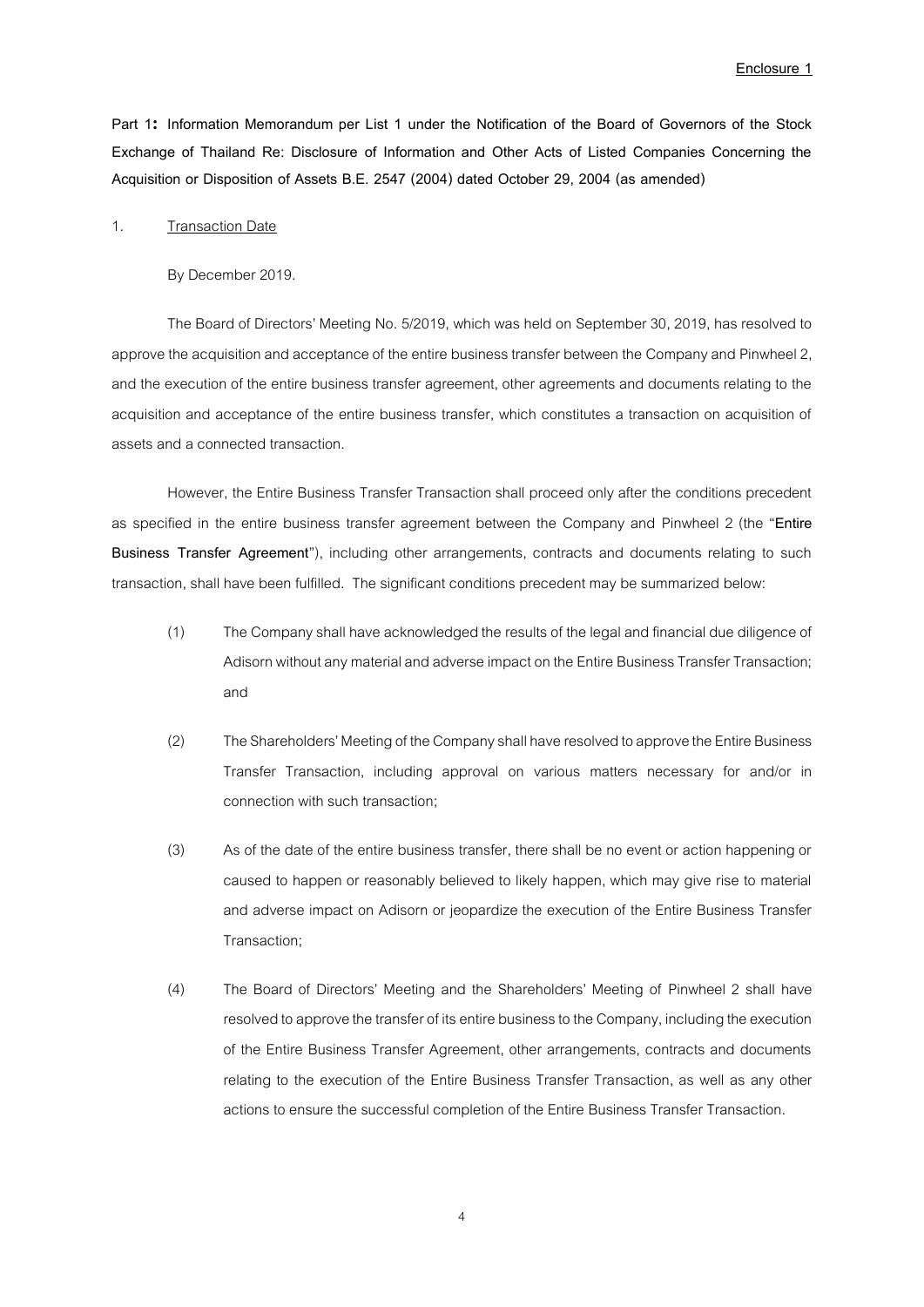**Enclosure 1**

**Part 1: Information Memorandum per List 1 under the Notification of the Board of Governors of the Stock Exchange of Thailand Re: Disclosure of Information and Other Acts of Listed Companies Concerning the Acquisition or Disposition of Assets B.E. 2547 (2004) dated October 29, 2004 (as amended)**

1. Transaction Date

By December 2019.

The Board of Directors' Meeting No. 5/2019, which was held on September 30, 2019, has resolved to approve the acquisition and acceptance of the entire business transfer between the Company and Pinwheel 2, and the execution of the entire business transfer agreement, other agreements and documents relating to the acquisition and acceptance of the entire business transfer, which constitutes a transaction on acquisition of assets and a connected transaction.

However, the Entire Business Transfer Transaction shall proceed only after the conditions precedent as specified in the entire business transfer agreement between the Company and Pinwheel 2 (the "**Entire Business Transfer Agreement**"), including other arrangements, contracts and documents relating to such transaction, shall have been fulfilled. The significant conditions precedent may be summarized below:

(1) The Company shall have acknowledged the results of the legal and financial due diligence of Adisorn without any material and adverse impact on the Entire Business Transfer Transaction; and

(2) The Shareholders' Meeting of the Company shall have resolved to approve the Entire Business Transfer Transaction, including approval on various matters necessary for and/or in connection with such transaction;

(3) As of the date of the entire business transfer, there shall be no event or action happening or caused to happen or reasonably believed to likely happen, which may give rise to material and adverse impact on Adisorn or jeopardize the execution of the Entire Business Transfer Transaction;

(4) The Board of Directors' Meeting and the Shareholders' Meeting of Pinwheel 2 shall have resolved to approve the transfer of its entire business to the Company, including the execution of the Entire Business Transfer Agreement, other arrangements, contracts and documents relating to the execution of the Entire Business Transfer Transaction, as well as any other actions to ensure the successful completion of the Entire Business Transfer Transaction.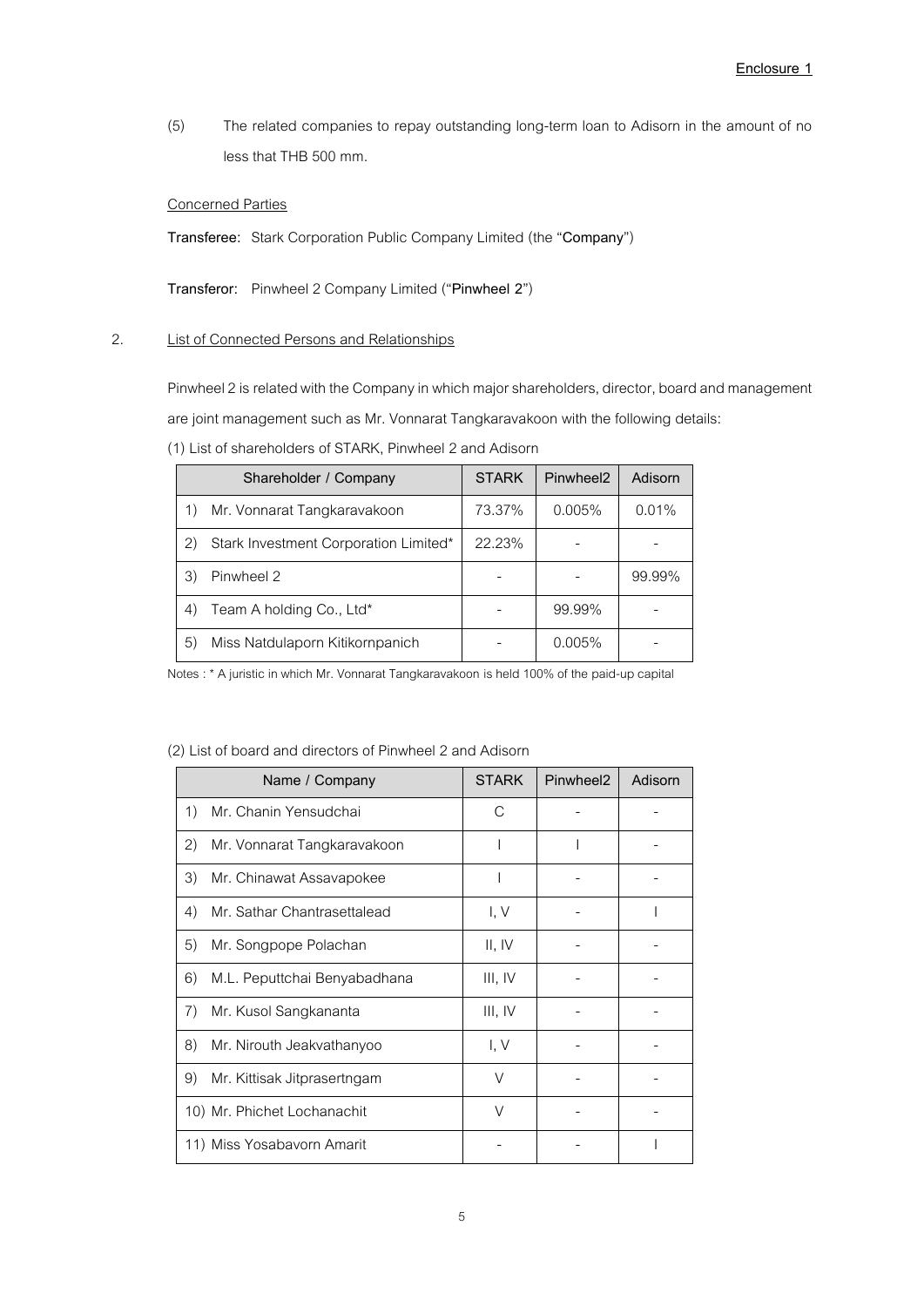**Enclosure 1**

(5) The related companies to repay outstanding long-term loan to Adisorn in the amount of no less that THB 500 mm.

Concerned Parties

**Transferee:** Stark Corporation Public Company Limited (the "**Company**")

**Transferor:** Pinwheel 2 Company Limited ("**Pinwheel 2**")

2. List of Connected Persons and Relationships

Pinwheel 2 is related with the Company in which major shareholders, director, board and management are joint management such as Mr. Vonnarat Tangkaravakoon with the following details:

(1) List of shareholders of STARK, Pinwheel 2 and Adisorn

| Shareholder / Company | STARK | Pinwheel2 | Adisorn |
|---|---|---|---|
| 1) Mr. Vonnarat Tangkaravakoon | 73.37% | 0.005% | 0.01% |
| 2) Stark Investment Corporation Limited* | 22.23% | - | - |
| 3) Pinwheel 2 | - | - | 99.99% |
| 4) Team A holding Co., Ltd* | - | 99.99% | - |
| 5) Miss Natdulaporn Kitikornpanich | - | 0.005% | - |

Notes : * A juristic in which Mr. Vonnarat Tangkaravakoon is held 100% of the paid-up capital

(2) List of board and directors of Pinwheel 2 and Adisorn

| Name / Company | STARK | Pinwheel2 | Adisorn |
|---|---|---|---|
| 1) Mr. Chanin Yensudchai | C | - | - |
| 2) Mr. Vonnarat Tangkaravakoon | I | I | - |
| 3) Mr. Chinawat Assavapokee | I | - | - |
| 4) Mr. Sathar Chantrasettalead | I, V | - | I |
| 5) Mr. Songpope Polachan | II, IV | - | - |
| 6) M.L. Peputtchai Benyabadhana | III, IV | - | - |
| 7) Mr. Kusol Sangkananta | III, IV | - | - |
| 8) Mr. Nirouth Jeakvathanyoo | I, V | - | - |
| 9) Mr. Kittisak Jitprasertngam | V | - | - |
| 10) Mr. Phichet Lochanachit | V | - | - |
| 11) Miss Yosabavorn Amarit | - | - | I |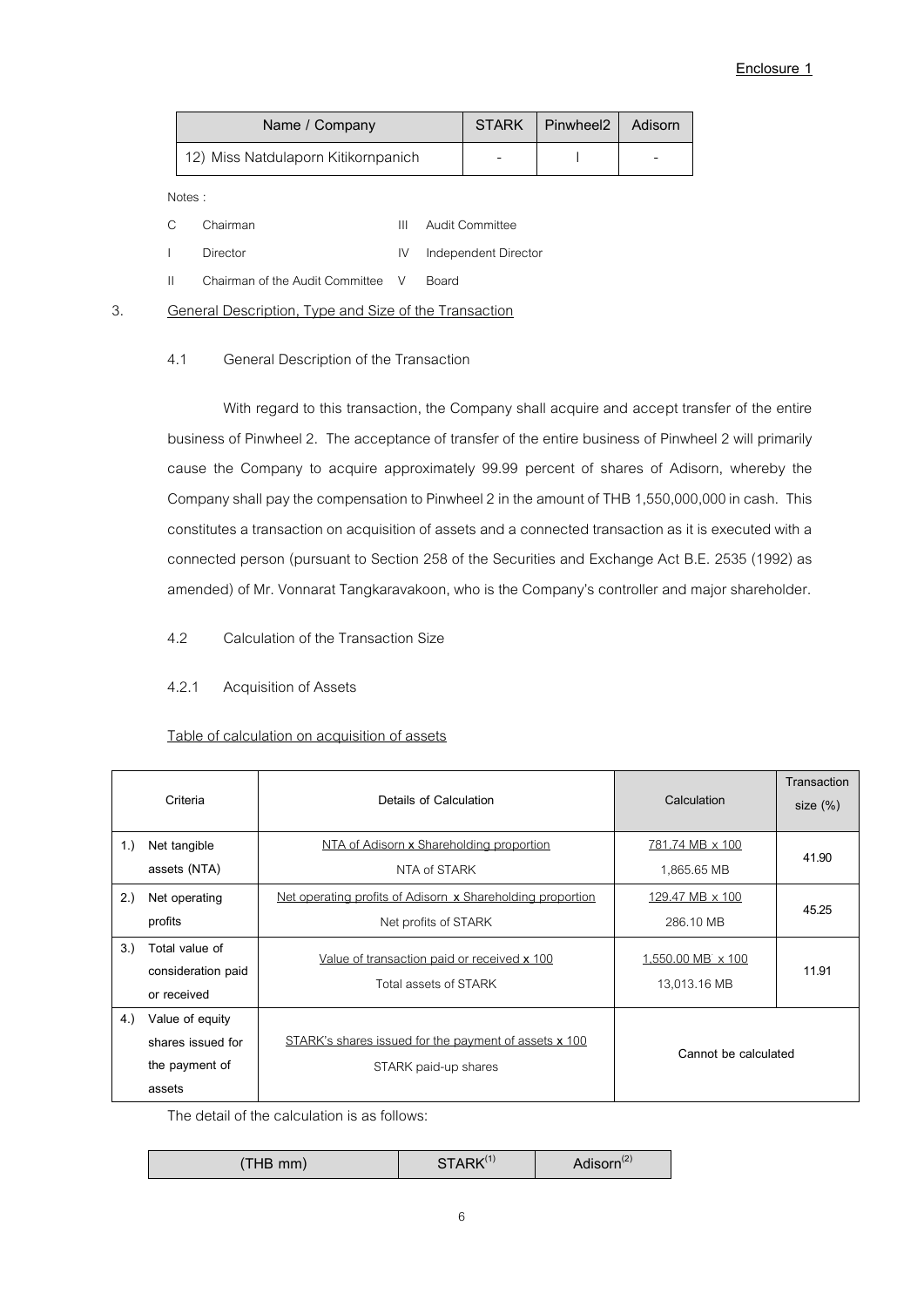**Enclosure 1**

| Name / Company | STARK | Pinwheel2 | Adisorn |
|---|---|---|---|
| 12) Miss Natdulaporn Kitikornpanich | - | I | - |

Notes :

| | | | |
|---|---|---|---|
| C | Chairman | III | Audit Committee |
| I | Director | IV | Independent Director |
| II | Chairman of the Audit Committee | V | Board |

3. General Description, Type and Size of the Transaction

4.1 General Description of the Transaction

With regard to this transaction, the Company shall acquire and accept transfer of the entire business of Pinwheel 2. The acceptance of transfer of the entire business of Pinwheel 2 will primarily cause the Company to acquire approximately 99.99 percent of shares of Adisorn, whereby the Company shall pay the compensation to Pinwheel 2 in the amount of THB 1,550,000,000 in cash. This constitutes a transaction on acquisition of assets and a connected transaction as it is executed with a connected person (pursuant to Section 258 of the Securities and Exchange Act B.E. 2535 (1992) as amended) of Mr. Vonnarat Tangkaravakoon, who is the Company's controller and major shareholder.

4.2 Calculation of the Transaction Size

4.2.1 Acquisition of Assets

Table of calculation on acquisition of assets

| Criteria | Details of Calculation | Calculation | Transaction size (%) |
|---|---|---|---|
| 1.) Net tangible assets (NTA) | NTA of Adisorn x Shareholding proportion / NTA of STARK | 781.74 MB x 100 / 1,865.65 MB | 41.90 |
| 2.) Net operating profits | Net operating profits of Adisorn x Shareholding proportion / Net profits of STARK | 129.47 MB x 100 / 286.10 MB | 45.25 |
| 3.) Total value of consideration paid or received | Value of transaction paid or received x 100 / Total assets of STARK | 1,550.00 MB x 100 / 13,013.16 MB | 11.91 |
| 4.) Value of equity shares issued for the payment of assets | STARK's shares issued for the payment of assets x 100 / STARK paid-up shares | Cannot be calculated | |

The detail of the calculation is as follows:

| (THB mm) | STARK[(1)] | Adisorn[(2)] |
|---|---|---|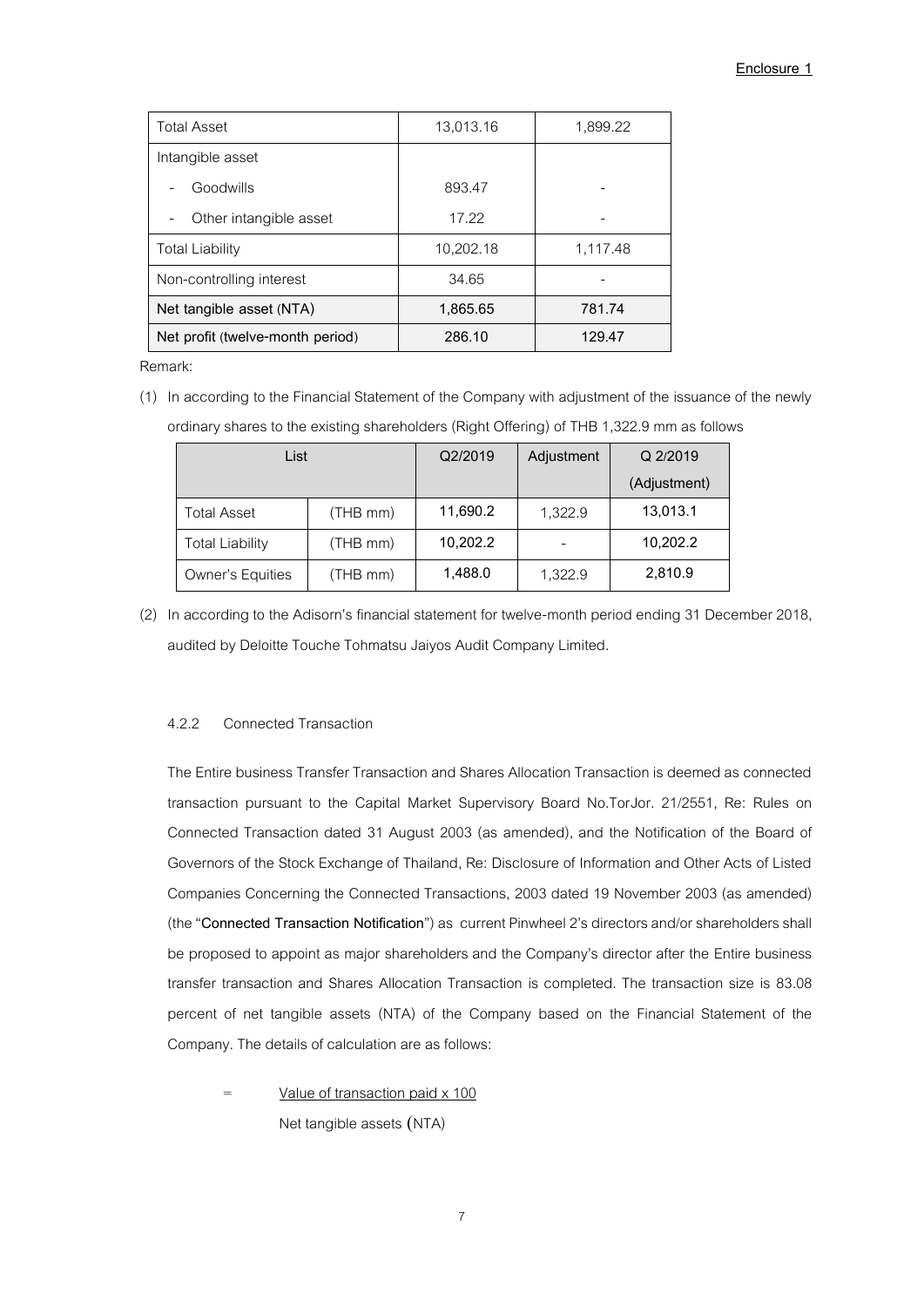Enclosure 1

| Total Asset | 13,013.16 | 1,899.22 |
|---|---|---|
| Intangible asset | | |
| - Goodwills | 893.47 | - |
| - Other intangible asset | 17.22 | - |
| Total Liability | 10,202.18 | 1,117.48 |
| Non-controlling interest | 34.65 | - |
| **Net tangible asset (NTA)** | **1,865.65** | **781.74** |
| **Net profit (twelve-month period)** | **286.10** | **129.47** |

Remark:

(1) In according to the Financial Statement of the Company with adjustment of the issuance of the newly ordinary shares to the existing shareholders (Right Offering) of THB 1,322.9 mm as follows

| List | | Q2/2019 | Adjustment | Q 2/2019 (Adjustment) |
|---|---|---|---|---|
| Total Asset | (THB mm) | **11,690.2** | 1,322.9 | **13,013.1** |
| Total Liability | (THB mm) | **10,202.2** | - | **10,202.2** |
| Owner's Equities | (THB mm) | **1,488.0** | 1,322.9 | **2,810.9** |

(2) In according to the Adisorn's financial statement for twelve-month period ending 31 December 2018, audited by Deloitte Touche Tohmatsu Jaiyos Audit Company Limited.

4.2.2 Connected Transaction

The Entire business Transfer Transaction and Shares Allocation Transaction is deemed as connected transaction pursuant to the Capital Market Supervisory Board No.TorJor. 21/2551, Re: Rules on Connected Transaction dated 31 August 2003 (as amended), and the Notification of the Board of Governors of the Stock Exchange of Thailand, Re: Disclosure of Information and Other Acts of Listed Companies Concerning the Connected Transactions, 2003 dated 19 November 2003 (as amended) (the "**Connected Transaction Notification**") as current Pinwheel 2's directors and/or shareholders shall be proposed to appoint as major shareholders and the Company's director after the Entire business transfer transaction and Shares Allocation Transaction is completed. The transaction size is 83.08 percent of net tangible assets (NTA) of the Company based on the Financial Statement of the Company. The details of calculation are as follows:

$$= \frac{\text{Value of transaction paid} \times 100}{\text{Net tangible assets (NTA)}}$$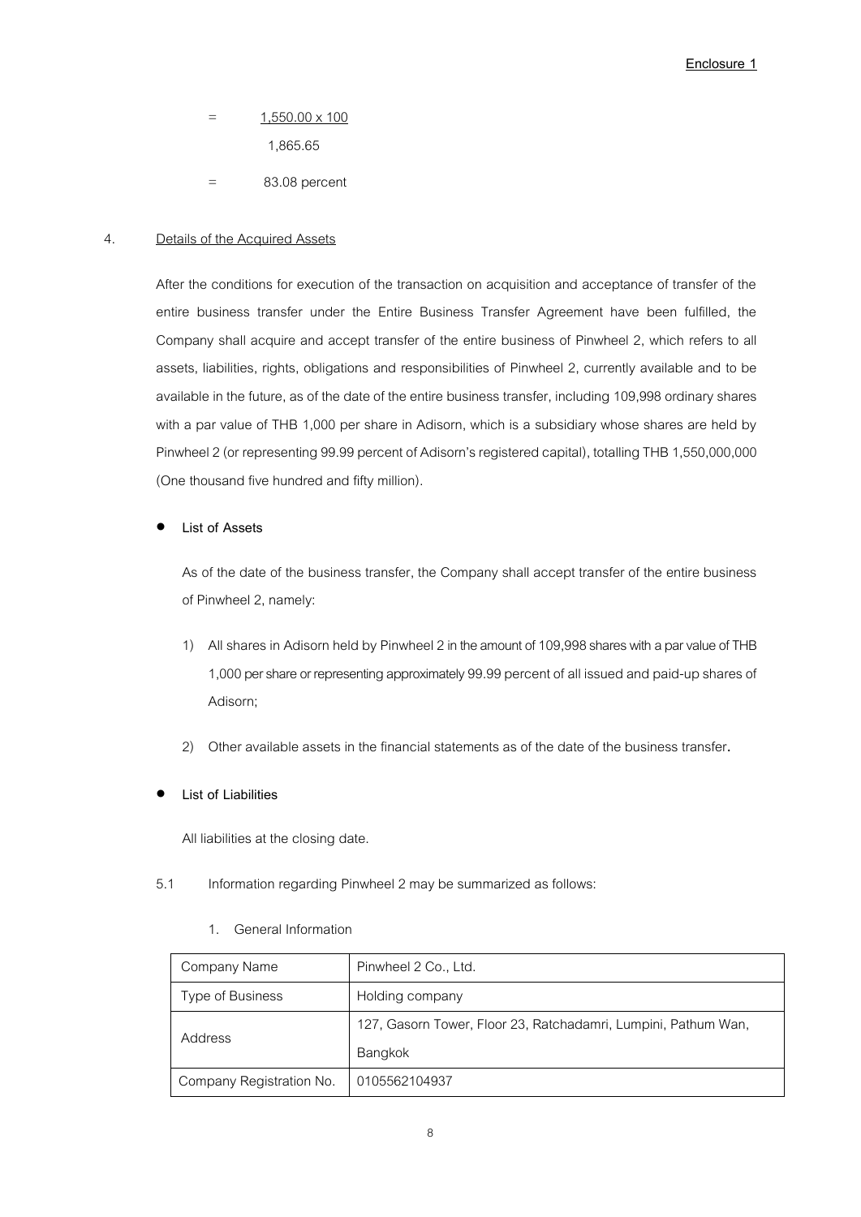$$= \frac{1,550.00 \times 100}{1,865.65}$$

$$= 83.08 \text{ percent}$$

4. Details of the Acquired Assets

After the conditions for execution of the transaction on acquisition and acceptance of transfer of the entire business transfer under the Entire Business Transfer Agreement have been fulfilled, the Company shall acquire and accept transfer of the entire business of Pinwheel 2, which refers to all assets, liabilities, rights, obligations and responsibilities of Pinwheel 2, currently available and to be available in the future, as of the date of the entire business transfer, including 109,998 ordinary shares with a par value of THB 1,000 per share in Adisorn, which is a subsidiary whose shares are held by Pinwheel 2 (or representing 99.99 percent of Adisorn's registered capital), totalling THB 1,550,000,000 (One thousand five hundred and fifty million).

- **List of Assets**

  As of the date of the business transfer, the Company shall accept transfer of the entire business of Pinwheel 2, namely:

  1) All shares in Adisorn held by Pinwheel 2 in the amount of 109,998 shares with a par value of THB 1,000 per share or representing approximately 99.99 percent of all issued and paid-up shares of Adisorn;

  2) Other available assets in the financial statements as of the date of the business transfer.

- **List of Liabilities**

  All liabilities at the closing date.

5.1 Information regarding Pinwheel 2 may be summarized as follows:

1. General Information

| Company Name | Pinwheel 2 Co., Ltd. |
|---|---|
| Type of Business | Holding company |
| Address | 127, Gasorn Tower, Floor 23, Ratchadamri, Lumpini, Pathum Wan, Bangkok |
| Company Registration No. | 0105562104937 |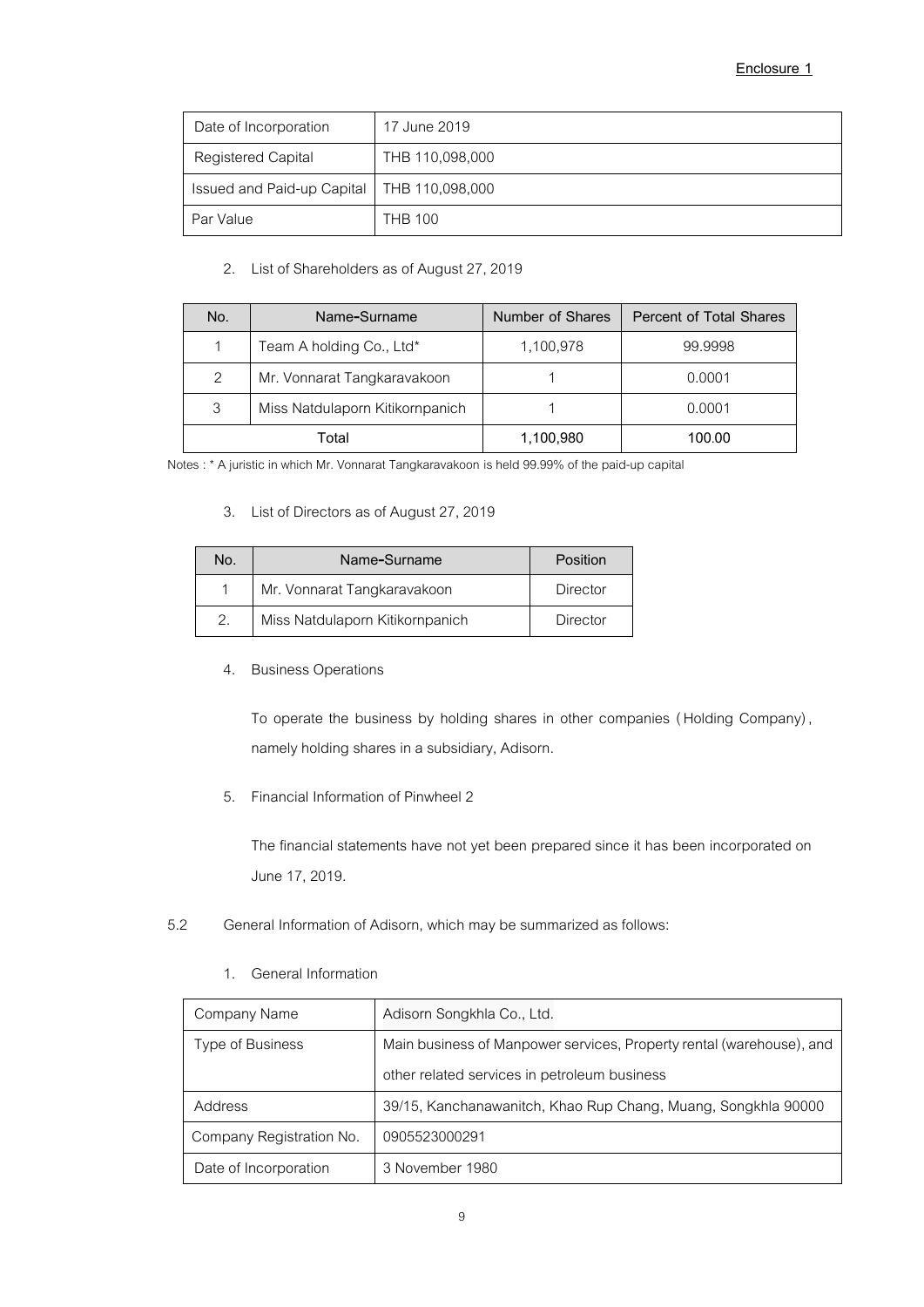Enclosure 1

| Date of Incorporation | 17 June 2019 |
|---|---|
| Registered Capital | THB 110,098,000 |
| Issued and Paid-up Capital | THB 110,098,000 |
| Par Value | THB 100 |

2. List of Shareholders as of August 27, 2019

| No. | Name-Surname | Number of Shares | Percent of Total Shares |
|---|---|---|---|
| 1 | Team A holding Co., Ltd* | 1,100,978 | 99.9998 |
| 2 | Mr. Vonnarat Tangkaravakoon | 1 | 0.0001 |
| 3 | Miss Natdulaporn Kitikornpanich | 1 | 0.0001 |
| Total | | 1,100,980 | 100.00 |

Notes : * A juristic in which Mr. Vonnarat Tangkaravakoon is held 99.99% of the paid-up capital

3. List of Directors as of August 27, 2019

| No. | Name-Surname | Position |
|---|---|---|
| 1 | Mr. Vonnarat Tangkaravakoon | Director |
| 2. | Miss Natdulaporn Kitikornpanich | Director |

4. Business Operations

To operate the business by holding shares in other companies (Holding Company), namely holding shares in a subsidiary, Adisorn.

5. Financial Information of Pinwheel 2

The financial statements have not yet been prepared since it has been incorporated on June 17, 2019.

5.2 General Information of Adisorn, which may be summarized as follows:

1. General Information

| Company Name | Adisorn Songkhla Co., Ltd. |
|---|---|
| Type of Business | Main business of Manpower services, Property rental (warehouse), and other related services in petroleum business |
| Address | 39/15, Kanchanawanitch, Khao Rup Chang, Muang, Songkhla 90000 |
| Company Registration No. | 0905523000291 |
| Date of Incorporation | 3 November 1980 |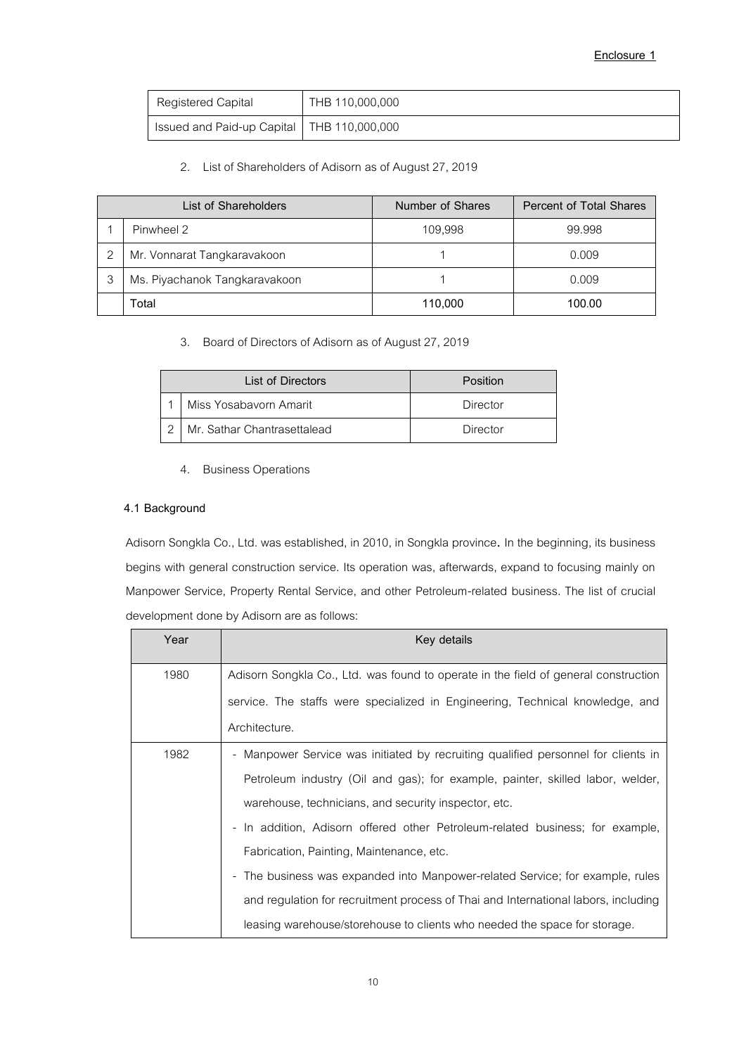**Enclosure 1**

| Registered Capital | THB 110,000,000 |
|---|---|
| Issued and Paid-up Capital | THB 110,000,000 |

2. List of Shareholders of Adisorn as of August 27, 2019

| | List of Shareholders | Number of Shares | Percent of Total Shares |
|---|---|---|---|
| 1 | Pinwheel 2 | 109,998 | 99.998 |
| 2 | Mr. Vonnarat Tangkaravakoon | 1 | 0.009 |
| 3 | Ms. Piyachanok Tangkaravakoon | 1 | 0.009 |
| | **Total** | **110,000** | **100.00** |

3. Board of Directors of Adisorn as of August 27, 2019

| | List of Directors | Position |
|---|---|---|
| 1 | Miss Yosabavorn Amarit | Director |
| 2 | Mr. Sathar Chantrasettalead | Director |

4. Business Operations

**4.1 Background**

Adisorn Songkla Co., Ltd. was established, in 2010, in Songkla province**.** In the beginning, its business begins with general construction service. Its operation was, afterwards, expand to focusing mainly on Manpower Service, Property Rental Service, and other Petroleum-related business. The list of crucial development done by Adisorn are as follows:

| Year | Key details |
|---|---|
| 1980 | Adisorn Songkla Co., Ltd. was found to operate in the field of general construction service. The staffs were specialized in Engineering, Technical knowledge, and Architecture. |
| 1982 | - Manpower Service was initiated by recruiting qualified personnel for clients in Petroleum industry (Oil and gas); for example, painter, skilled labor, welder, warehouse, technicians, and security inspector, etc.<br>- In addition, Adisorn offered other Petroleum-related business; for example, Fabrication, Painting, Maintenance, etc.<br>- The business was expanded into Manpower-related Service; for example, rules and regulation for recruitment process of Thai and International labors, including leasing warehouse/storehouse to clients who needed the space for storage. |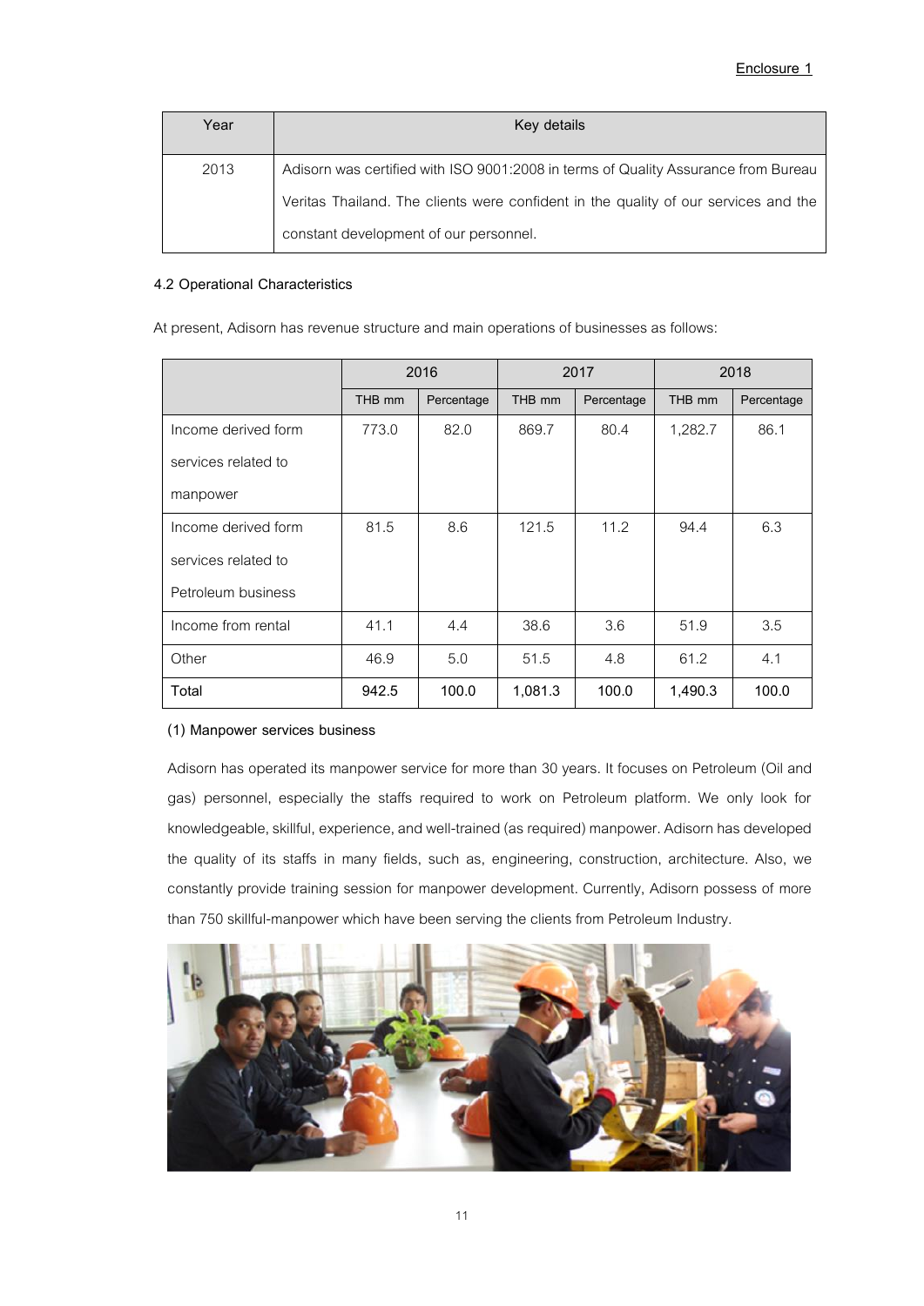| Year | Key details |
|---|---|
| 2013 | Adisorn was certified with ISO 9001:2008 in terms of Quality Assurance from Bureau Veritas Thailand. The clients were confident in the quality of our services and the constant development of our personnel. |

**4.2 Operational Characteristics**

At present, Adisorn has revenue structure and main operations of businesses as follows:

| | 2016 | | 2017 | | 2018 | |
|---|---|---|---|---|---|---|
| | THB mm | Percentage | THB mm | Percentage | THB mm | Percentage |
| Income derived form services related to manpower | 773.0 | 82.0 | 869.7 | 80.4 | 1,282.7 | 86.1 |
| Income derived form services related to Petroleum business | 81.5 | 8.6 | 121.5 | 11.2 | 94.4 | 6.3 |
| Income from rental | 41.1 | 4.4 | 38.6 | 3.6 | 51.9 | 3.5 |
| Other | 46.9 | 5.0 | 51.5 | 4.8 | 61.2 | 4.1 |
| **Total** | **942.5** | **100.0** | **1,081.3** | **100.0** | **1,490.3** | **100.0** |

**(1) Manpower services business**

Adisorn has operated its manpower service for more than 30 years. It focuses on Petroleum (Oil and gas) personnel, especially the staffs required to work on Petroleum platform. We only look for knowledgeable, skillful, experience, and well-trained (as required) manpower. Adisorn has developed the quality of its staffs in many fields, such as, engineering, construction, architecture. Also, we constantly provide training session for manpower development. Currently, Adisorn possess of more than 750 skillful-manpower which have been serving the clients from Petroleum Industry.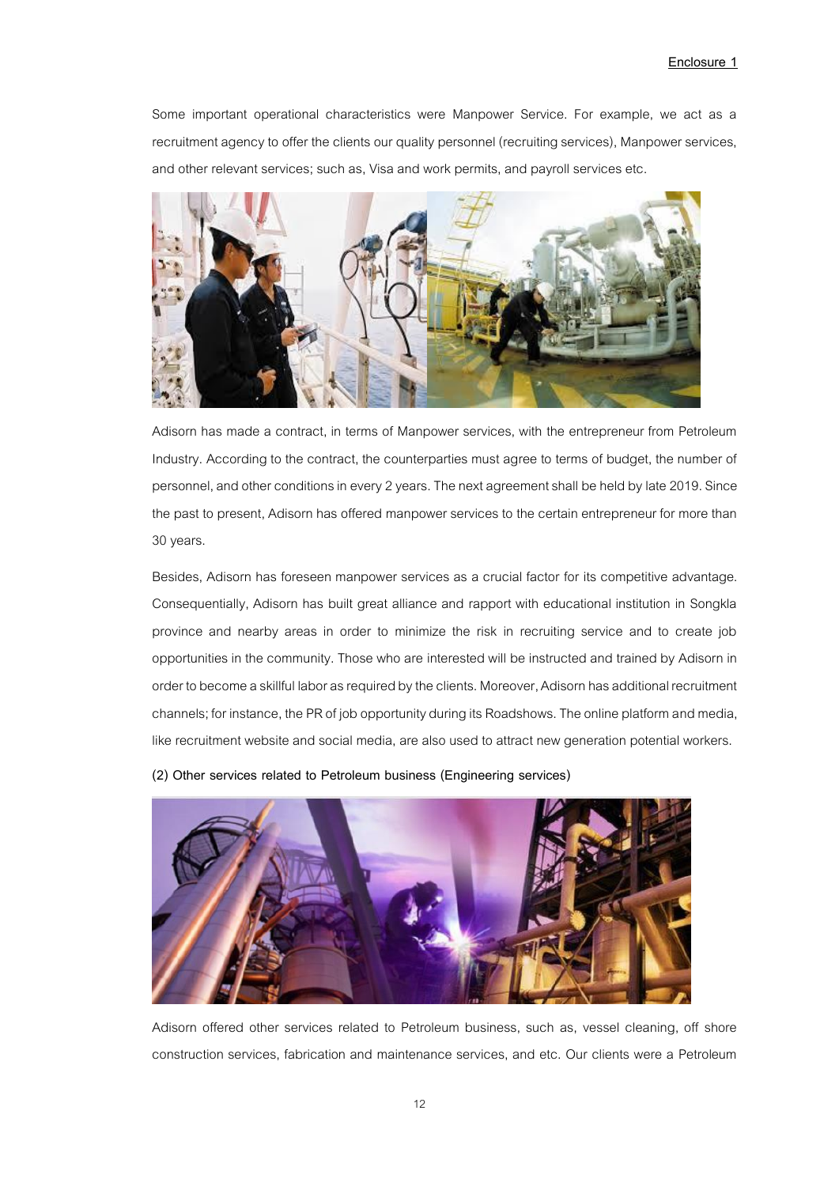Some important operational characteristics were Manpower Service. For example, we act as a recruitment agency to offer the clients our quality personnel (recruiting services), Manpower services, and other relevant services; such as, Visa and work permits, and payroll services etc.

Adisorn has made a contract, in terms of Manpower services, with the entrepreneur from Petroleum Industry. According to the contract, the counterparties must agree to terms of budget, the number of personnel, and other conditions in every 2 years. The next agreement shall be held by late 2019. Since the past to present, Adisorn has offered manpower services to the certain entrepreneur for more than 30 years.

Besides, Adisorn has foreseen manpower services as a crucial factor for its competitive advantage. Consequentially, Adisorn has built great alliance and rapport with educational institution in Songkla province and nearby areas in order to minimize the risk in recruiting service and to create job opportunities in the community. Those who are interested will be instructed and trained by Adisorn in order to become a skillful labor as required by the clients. Moreover, Adisorn has additional recruitment channels; for instance, the PR of job opportunity during its Roadshows. The online platform and media, like recruitment website and social media, are also used to attract new generation potential workers.

**(2) Other services related to Petroleum business (Engineering services)**

Adisorn offered other services related to Petroleum business, such as, vessel cleaning, off shore construction services, fabrication and maintenance services, and etc. Our clients were a Petroleum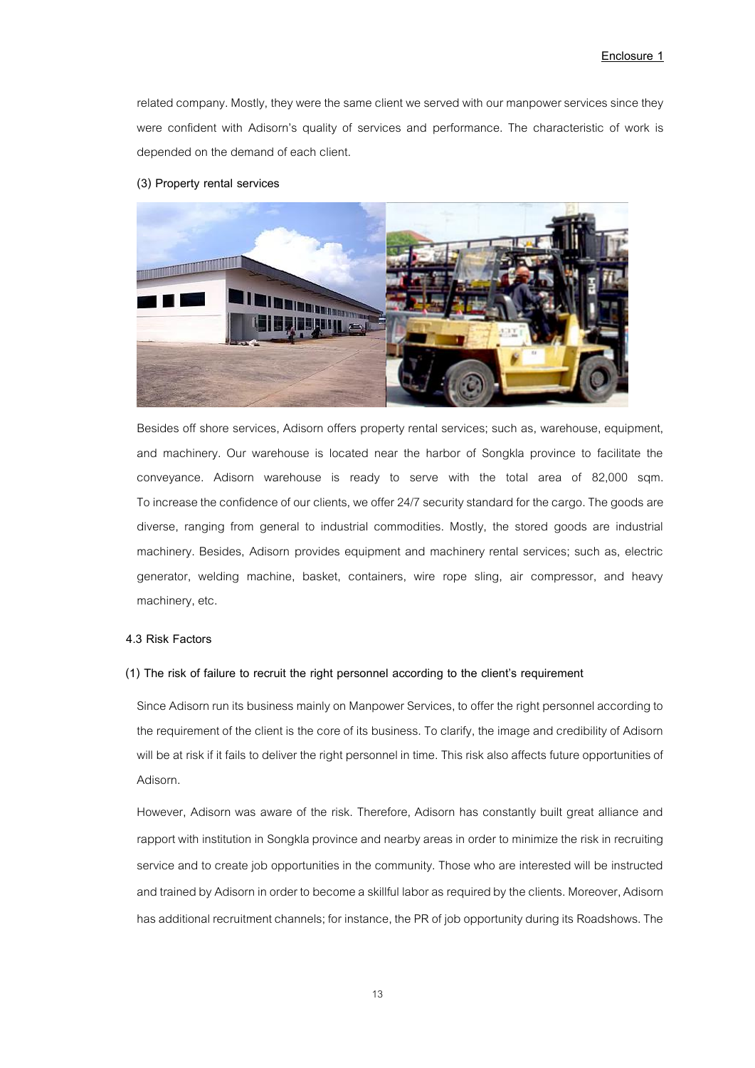related company. Mostly, they were the same client we served with our manpower services since they were confident with Adisorn's quality of services and performance. The characteristic of work is depended on the demand of each client.

**(3) Property rental services**

Besides off shore services, Adisorn offers property rental services; such as, warehouse, equipment, and machinery. Our warehouse is located near the harbor of Songkla province to facilitate the conveyance. Adisorn warehouse is ready to serve with the total area of 82,000 sqm. To increase the confidence of our clients, we offer 24/7 security standard for the cargo. The goods are diverse, ranging from general to industrial commodities. Mostly, the stored goods are industrial machinery. Besides, Adisorn provides equipment and machinery rental services; such as, electric generator, welding machine, basket, containers, wire rope sling, air compressor, and heavy machinery, etc.

### 4.3 Risk Factors

**(1) The risk of failure to recruit the right personnel according to the client's requirement**

Since Adisorn run its business mainly on Manpower Services, to offer the right personnel according to the requirement of the client is the core of its business. To clarify, the image and credibility of Adisorn will be at risk if it fails to deliver the right personnel in time. This risk also affects future opportunities of Adisorn.

However, Adisorn was aware of the risk. Therefore, Adisorn has constantly built great alliance and rapport with institution in Songkla province and nearby areas in order to minimize the risk in recruiting service and to create job opportunities in the community. Those who are interested will be instructed and trained by Adisorn in order to become a skillful labor as required by the clients. Moreover, Adisorn has additional recruitment channels; for instance, the PR of job opportunity during its Roadshows. The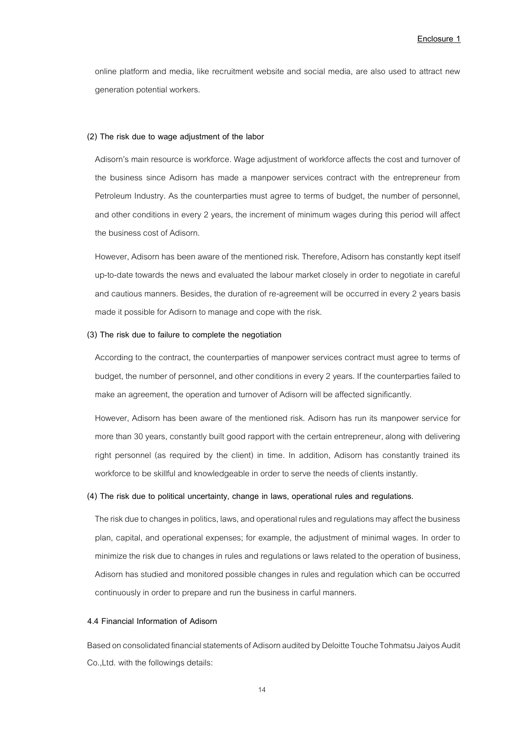online platform and media, like recruitment website and social media, are also used to attract new generation potential workers.

**(2) The risk due to wage adjustment of the labor**

Adisorn's main resource is workforce. Wage adjustment of workforce affects the cost and turnover of the business since Adisorn has made a manpower services contract with the entrepreneur from Petroleum Industry. As the counterparties must agree to terms of budget, the number of personnel, and other conditions in every 2 years, the increment of minimum wages during this period will affect the business cost of Adisorn.

However, Adisorn has been aware of the mentioned risk. Therefore, Adisorn has constantly kept itself up-to-date towards the news and evaluated the labour market closely in order to negotiate in careful and cautious manners. Besides, the duration of re-agreement will be occurred in every 2 years basis made it possible for Adisorn to manage and cope with the risk.

**(3) The risk due to failure to complete the negotiation**

According to the contract, the counterparties of manpower services contract must agree to terms of budget, the number of personnel, and other conditions in every 2 years. If the counterparties failed to make an agreement, the operation and turnover of Adisorn will be affected significantly.

However, Adisorn has been aware of the mentioned risk. Adisorn has run its manpower service for more than 30 years, constantly built good rapport with the certain entrepreneur, along with delivering right personnel (as required by the client) in time. In addition, Adisorn has constantly trained its workforce to be skillful and knowledgeable in order to serve the needs of clients instantly.

**(4) The risk due to political uncertainty, change in laws, operational rules and regulations.**

The risk due to changes in politics, laws, and operational rules and regulations may affect the business plan, capital, and operational expenses; for example, the adjustment of minimal wages. In order to minimize the risk due to changes in rules and regulations or laws related to the operation of business, Adisorn has studied and monitored possible changes in rules and regulation which can be occurred continuously in order to prepare and run the business in carful manners.

**4.4 Financial Information of Adisorn**

Based on consolidated financial statements of Adisorn audited by Deloitte Touche Tohmatsu Jaiyos Audit Co.,Ltd. with the followings details: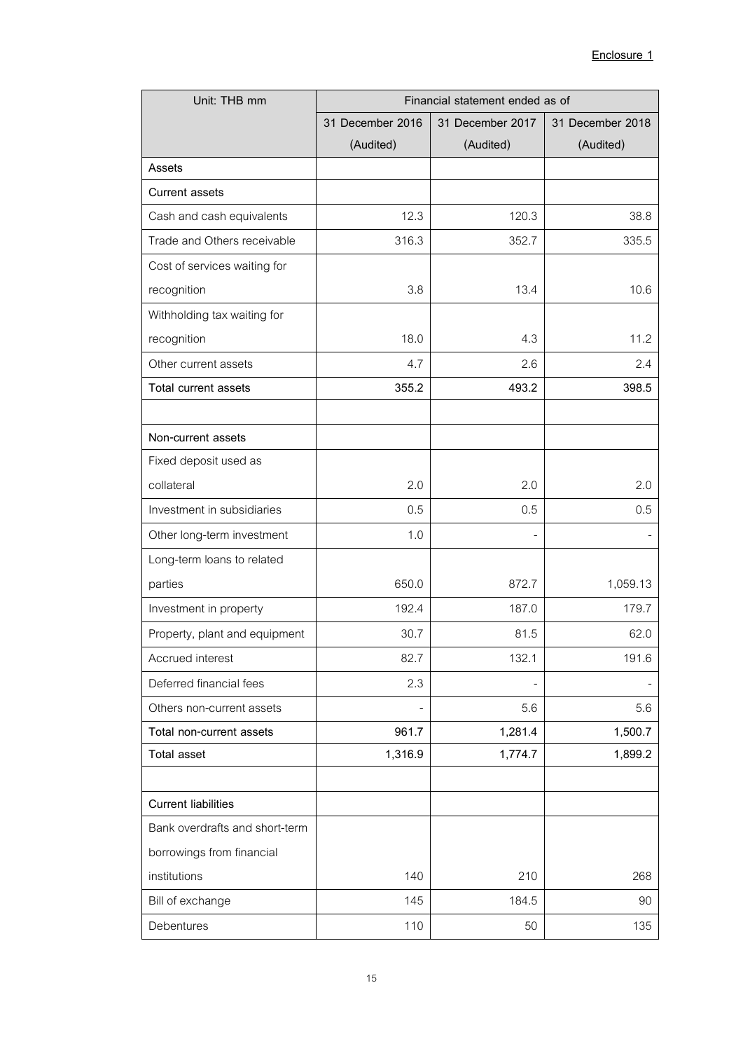Enclosure 1

| Unit: THB mm | Financial statement ended as of | | |
|---|---|---|---|
| | 31 December 2016 (Audited) | 31 December 2017 (Audited) | 31 December 2018 (Audited) |
| **Assets** | | | |
| **Current assets** | | | |
| Cash and cash equivalents | 12.3 | 120.3 | 38.8 |
| Trade and Others receivable | 316.3 | 352.7 | 335.5 |
| Cost of services waiting for recognition | 3.8 | 13.4 | 10.6 |
| Withholding tax waiting for recognition | 18.0 | 4.3 | 11.2 |
| Other current assets | 4.7 | 2.6 | 2.4 |
| **Total current assets** | **355.2** | **493.2** | **398.5** |
| | | | |
| **Non-current assets** | | | |
| Fixed deposit used as collateral | 2.0 | 2.0 | 2.0 |
| Investment in subsidiaries | 0.5 | 0.5 | 0.5 |
| Other long-term investment | 1.0 | - | - |
| Long-term loans to related parties | 650.0 | 872.7 | 1,059.13 |
| Investment in property | 192.4 | 187.0 | 179.7 |
| Property, plant and equipment | 30.7 | 81.5 | 62.0 |
| Accrued interest | 82.7 | 132.1 | 191.6 |
| Deferred financial fees | 2.3 | - | - |
| Others non-current assets | - | 5.6 | 5.6 |
| **Total non-current assets** | **961.7** | **1,281.4** | **1,500.7** |
| **Total asset** | **1,316.9** | **1,774.7** | **1,899.2** |
| | | | |
| **Current liabilities** | | | |
| Bank overdrafts and short-term borrowings from financial institutions | 140 | 210 | 268 |
| Bill of exchange | 145 | 184.5 | 90 |
| Debentures | 110 | 50 | 135 |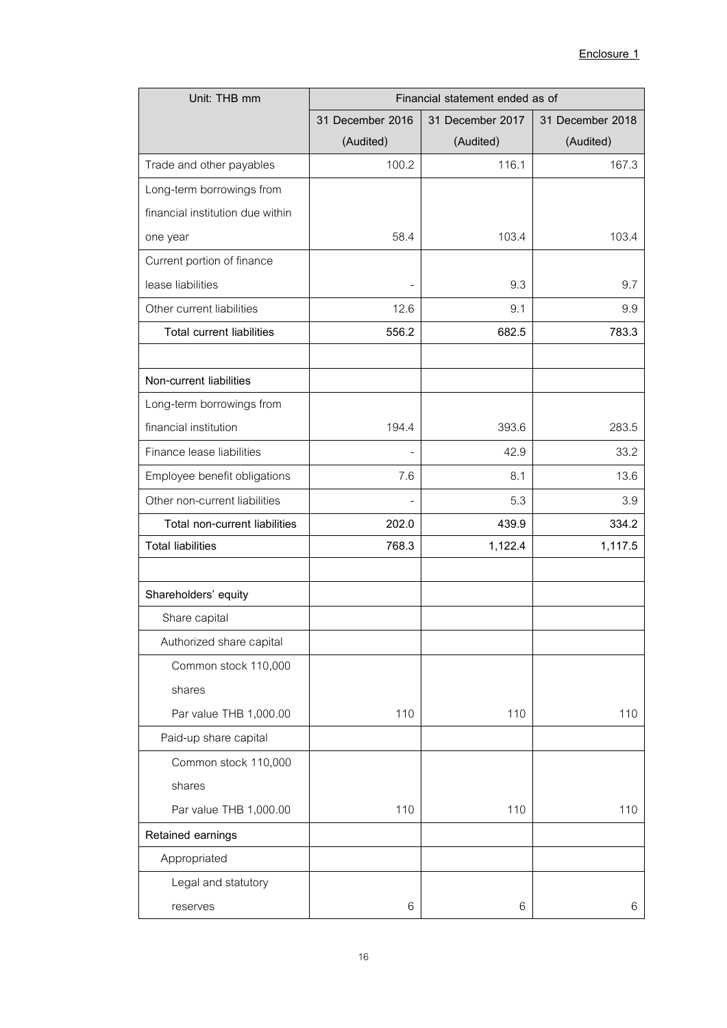Enclosure 1

| Unit: THB mm | Financial statement ended as of | | |
|---|---|---|---|
| | 31 December 2016 (Audited) | 31 December 2017 (Audited) | 31 December 2018 (Audited) |
| Trade and other payables | 100.2 | 116.1 | 167.3 |
| Long-term borrowings from financial institution due within one year | 58.4 | 103.4 | 103.4 |
| Current portion of finance lease liabilities | - | 9.3 | 9.7 |
| Other current liabilities | 12.6 | 9.1 | 9.9 |
| **Total current liabilities** | **556.2** | **682.5** | **783.3** |
| | | | |
| **Non-current liabilities** | | | |
| Long-term borrowings from financial institution | 194.4 | 393.6 | 283.5 |
| Finance lease liabilities | - | 42.9 | 33.2 |
| Employee benefit obligations | 7.6 | 8.1 | 13.6 |
| Other non-current liabilities | - | 5.3 | 3.9 |
| **Total non-current liabilities** | **202.0** | **439.9** | **334.2** |
| **Total liabilities** | **768.3** | **1,122.4** | **1,117.5** |
| | | | |
| **Shareholders' equity** | | | |
| Share capital | | | |
| Authorized share capital | | | |
| Common stock 110,000 shares Par value THB 1,000.00 | 110 | 110 | 110 |
| Paid-up share capital | | | |
| Common stock 110,000 shares Par value THB 1,000.00 | 110 | 110 | 110 |
| **Retained earnings** | | | |
| Appropriated | | | |
| Legal and statutory reserves | 6 | 6 | 6 |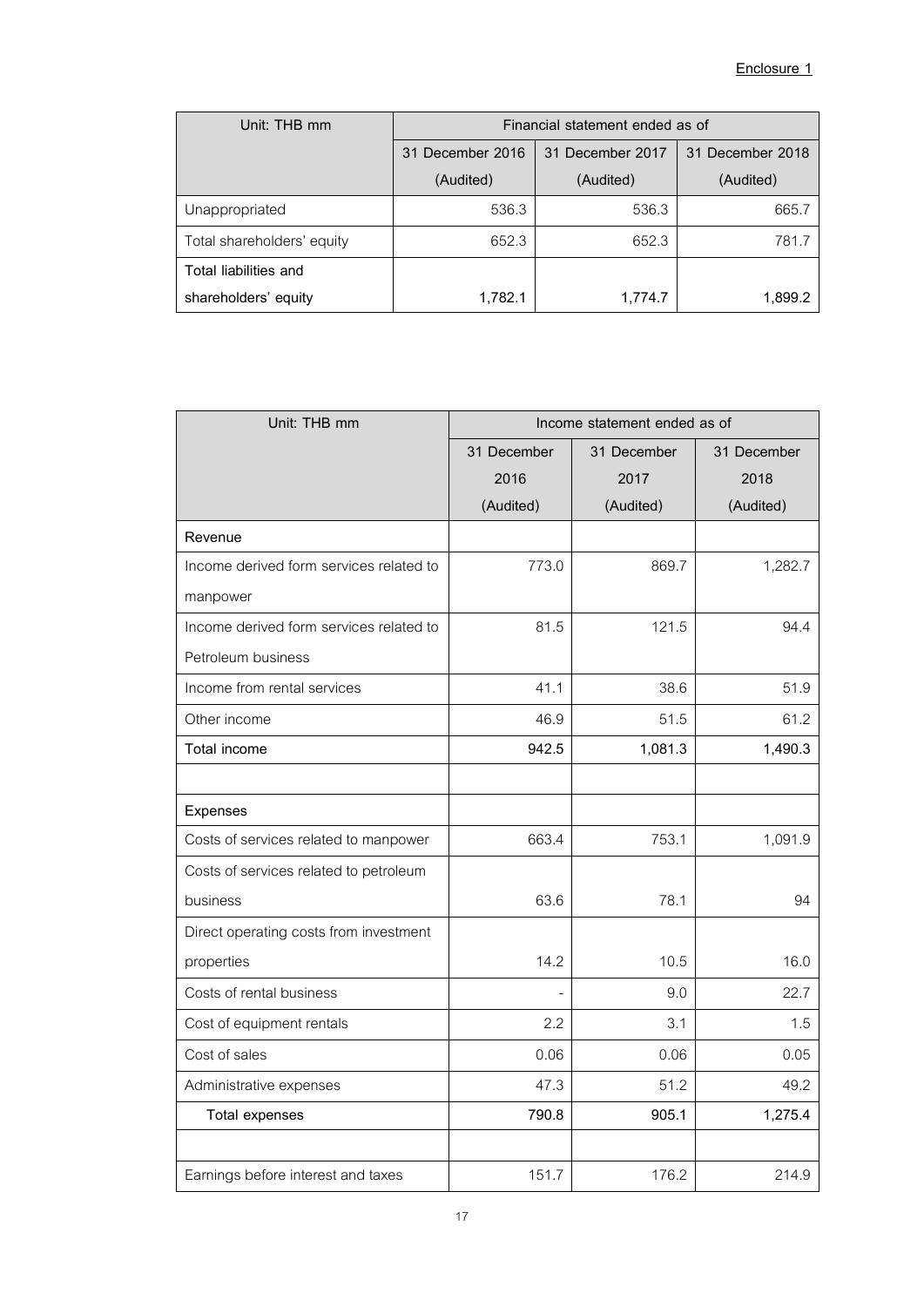Enclosure 1

| Unit: THB mm | Financial statement ended as of | | |
|---|---|---|---|
| | 31 December 2016 (Audited) | 31 December 2017 (Audited) | 31 December 2018 (Audited) |
| Unappropriated | 536.3 | 536.3 | 665.7 |
| Total shareholders' equity | 652.3 | 652.3 | 781.7 |
| Total liabilities and shareholders' equity | 1,782.1 | 1,774.7 | 1,899.2 |

| Unit: THB mm | Income statement ended as of | | |
|---|---|---|---|
| | 31 December 2016 (Audited) | 31 December 2017 (Audited) | 31 December 2018 (Audited) |
| Revenue | | | |
| Income derived form services related to manpower | 773.0 | 869.7 | 1,282.7 |
| Income derived form services related to Petroleum business | 81.5 | 121.5 | 94.4 |
| Income from rental services | 41.1 | 38.6 | 51.9 |
| Other income | 46.9 | 51.5 | 61.2 |
| Total income | 942.5 | 1,081.3 | 1,490.3 |
| | | | |
| Expenses | | | |
| Costs of services related to manpower | 663.4 | 753.1 | 1,091.9 |
| Costs of services related to petroleum business | 63.6 | 78.1 | 94 |
| Direct operating costs from investment properties | 14.2 | 10.5 | 16.0 |
| Costs of rental business | - | 9.0 | 22.7 |
| Cost of equipment rentals | 2.2 | 3.1 | 1.5 |
| Cost of sales | 0.06 | 0.06 | 0.05 |
| Administrative expenses | 47.3 | 51.2 | 49.2 |
| Total expenses | 790.8 | 905.1 | 1,275.4 |
| | | | |
| Earnings before interest and taxes | 151.7 | 176.2 | 214.9 |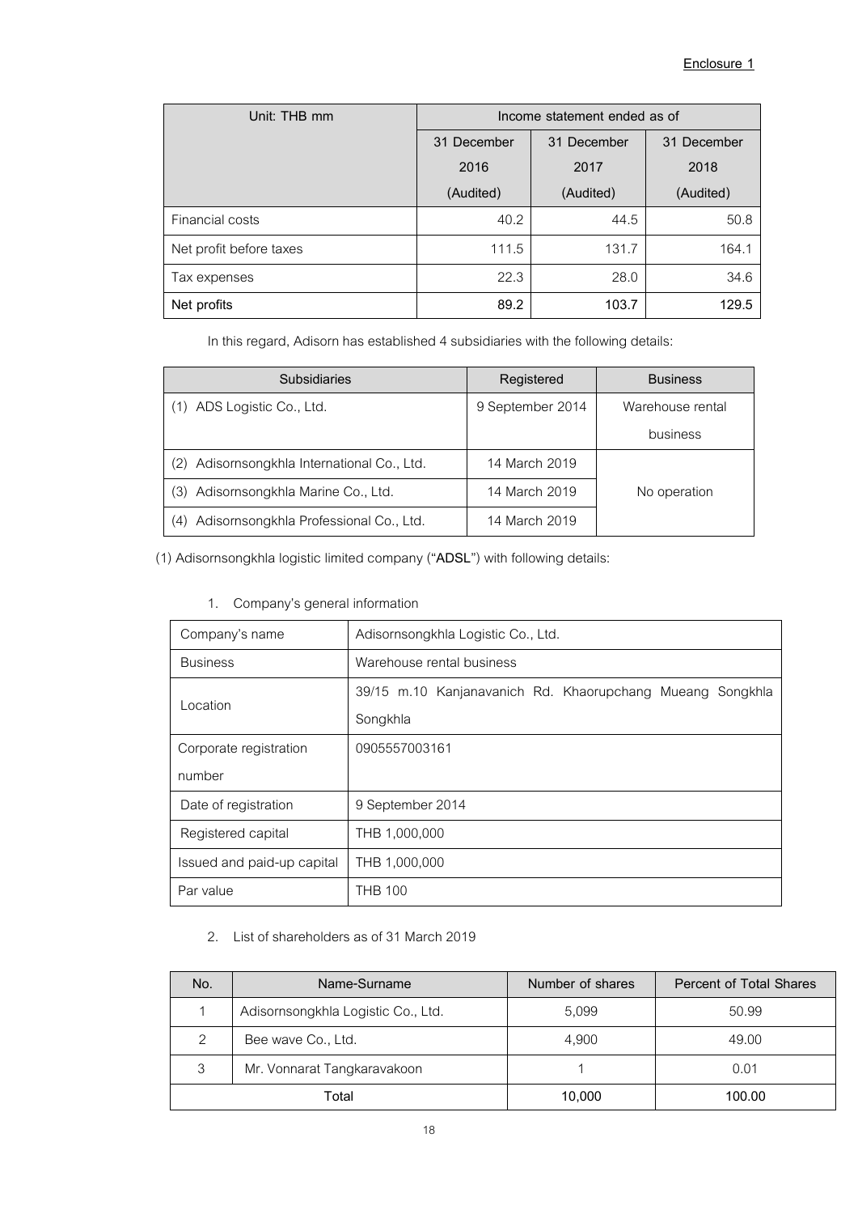Enclosure 1

| Unit: THB mm | Income statement ended as of | | |
|---|---|---|---|
| | 31 December 2016 (Audited) | 31 December 2017 (Audited) | 31 December 2018 (Audited) |
| Financial costs | 40.2 | 44.5 | 50.8 |
| Net profit before taxes | 111.5 | 131.7 | 164.1 |
| Tax expenses | 22.3 | 28.0 | 34.6 |
| **Net profits** | **89.2** | **103.7** | **129.5** |

In this regard, Adisorn has established 4 subsidiaries with the following details:

| Subsidiaries | Registered | Business |
|---|---|---|
| (1) ADS Logistic Co., Ltd. | 9 September 2014 | Warehouse rental business |
| (2) Adisornsongkhla International Co., Ltd. | 14 March 2019 | No operation |
| (3) Adisornsongkhla Marine Co., Ltd. | 14 March 2019 | |
| (4) Adisornsongkhla Professional Co., Ltd. | 14 March 2019 | |

(1) Adisornsongkhla logistic limited company ("**ADSL**") with following details:

1. Company's general information

| Company's name | Adisornsongkhla Logistic Co., Ltd. |
|---|---|
| Business | Warehouse rental business |
| Location | 39/15 m.10 Kanjanavanich Rd. Khaorupchang Mueang Songkhla Songkhla |
| Corporate registration number | 0905557003161 |
| Date of registration | 9 September 2014 |
| Registered capital | THB 1,000,000 |
| Issued and paid-up capital | THB 1,000,000 |
| Par value | THB 100 |

2. List of shareholders as of 31 March 2019

| No. | Name-Surname | Number of shares | Percent of Total Shares |
|---|---|---|---|
| 1 | Adisornsongkhla Logistic Co., Ltd. | 5,099 | 50.99 |
| 2 | Bee wave Co., Ltd. | 4,900 | 49.00 |
| 3 | Mr. Vonnarat Tangkaravakoon | 1 | 0.01 |
| Total | | **10,000** | **100.00** |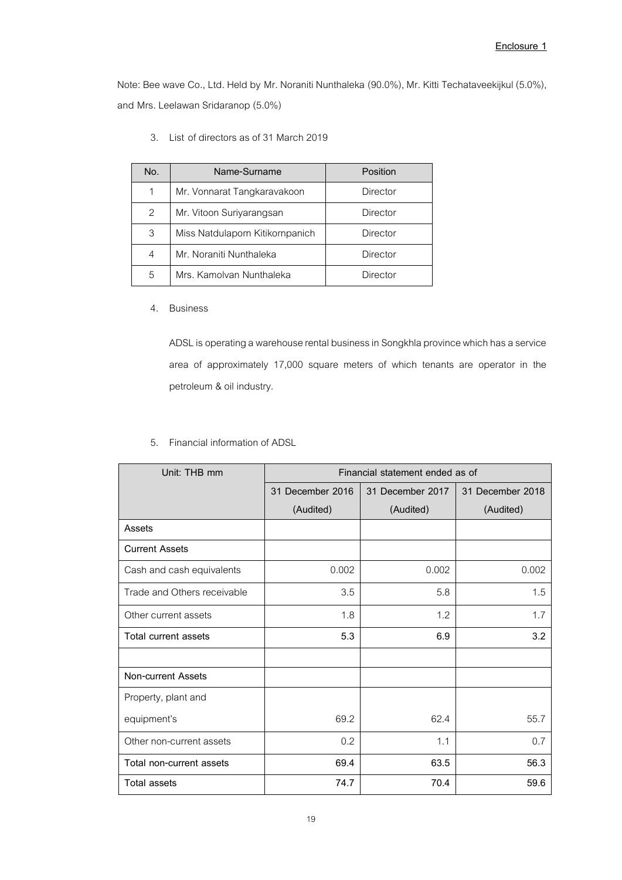**Enclosure 1**

Note: Bee wave Co., Ltd. Held by Mr. Noraniti Nunthaleka (90.0%), Mr. Kitti Techataveekijkul (5.0%), and Mrs. Leelawan Sridaranop (5.0%)

3. List of directors as of 31 March 2019

| No. | Name-Surname | Position |
|---|---|---|
| 1 | Mr. Vonnarat Tangkaravakoon | Director |
| 2 | Mr. Vitoon Suriyarangsan | Director |
| 3 | Miss Natdulaporn Kitikornpanich | Director |
| 4 | Mr. Noraniti Nunthaleka | Director |
| 5 | Mrs. Kamolvan Nunthaleka | Director |

4. Business

ADSL is operating a warehouse rental business in Songkhla province which has a service area of approximately 17,000 square meters of which tenants are operator in the petroleum & oil industry.

5. Financial information of ADSL

| Unit: THB mm | Financial statement ended as of | | |
|---|---|---|---|
| | 31 December 2016 (Audited) | 31 December 2017 (Audited) | 31 December 2018 (Audited) |
| **Assets** | | | |
| **Current Assets** | | | |
| Cash and cash equivalents | 0.002 | 0.002 | 0.002 |
| Trade and Others receivable | 3.5 | 5.8 | 1.5 |
| Other current assets | 1.8 | 1.2 | 1.7 |
| **Total current assets** | **5.3** | **6.9** | **3.2** |
| | | | |
| **Non-current Assets** | | | |
| Property, plant and equipment's | 69.2 | 62.4 | 55.7 |
| Other non-current assets | 0.2 | 1.1 | 0.7 |
| **Total non-current assets** | **69.4** | **63.5** | **56.3** |
| **Total assets** | **74.7** | **70.4** | **59.6** |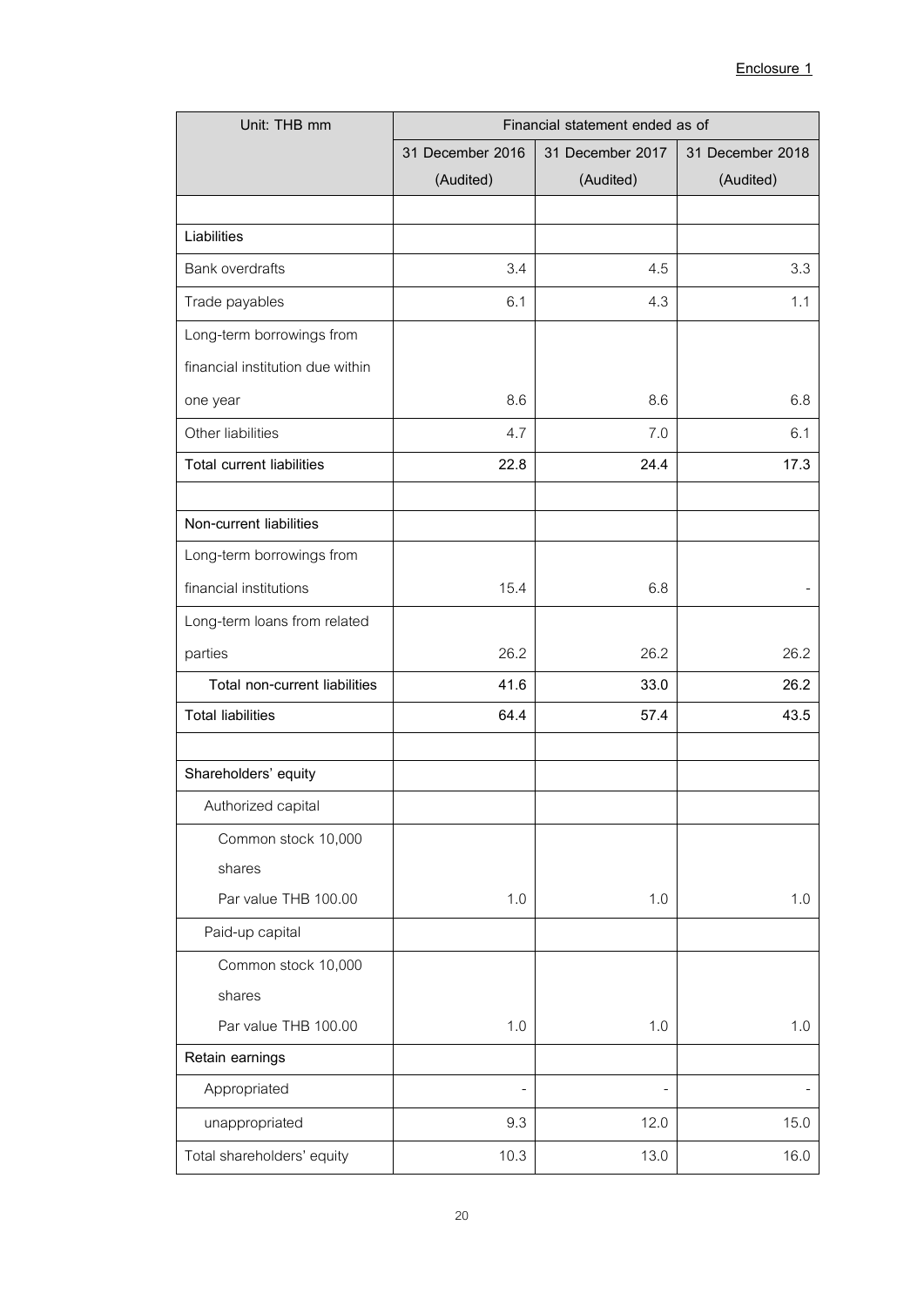Enclosure 1

| Unit: THB mm | Financial statement ended as of | | |
|---|---|---|---|
| | 31 December 2016 (Audited) | 31 December 2017 (Audited) | 31 December 2018 (Audited) |
| | | | |
| **Liabilities** | | | |
| Bank overdrafts | 3.4 | 4.5 | 3.3 |
| Trade payables | 6.1 | 4.3 | 1.1 |
| Long-term borrowings from financial institution due within one year | 8.6 | 8.6 | 6.8 |
| Other liabilities | 4.7 | 7.0 | 6.1 |
| **Total current liabilities** | **22.8** | **24.4** | **17.3** |
| | | | |
| **Non-current liabilities** | | | |
| Long-term borrowings from financial institutions | 15.4 | 6.8 | - |
| Long-term loans from related parties | 26.2 | 26.2 | 26.2 |
| **Total non-current liabilities** | **41.6** | **33.0** | **26.2** |
| **Total liabilities** | **64.4** | **57.4** | **43.5** |
| | | | |
| **Shareholders' equity** | | | |
| Authorized capital | | | |
| Common stock 10,000 shares Par value THB 100.00 | 1.0 | 1.0 | 1.0 |
| Paid-up capital | | | |
| Common stock 10,000 shares Par value THB 100.00 | 1.0 | 1.0 | 1.0 |
| **Retain earnings** | | | |
| Appropriated | - | - | - |
| unappropriated | 9.3 | 12.0 | 15.0 |
| Total shareholders' equity | 10.3 | 13.0 | 16.0 |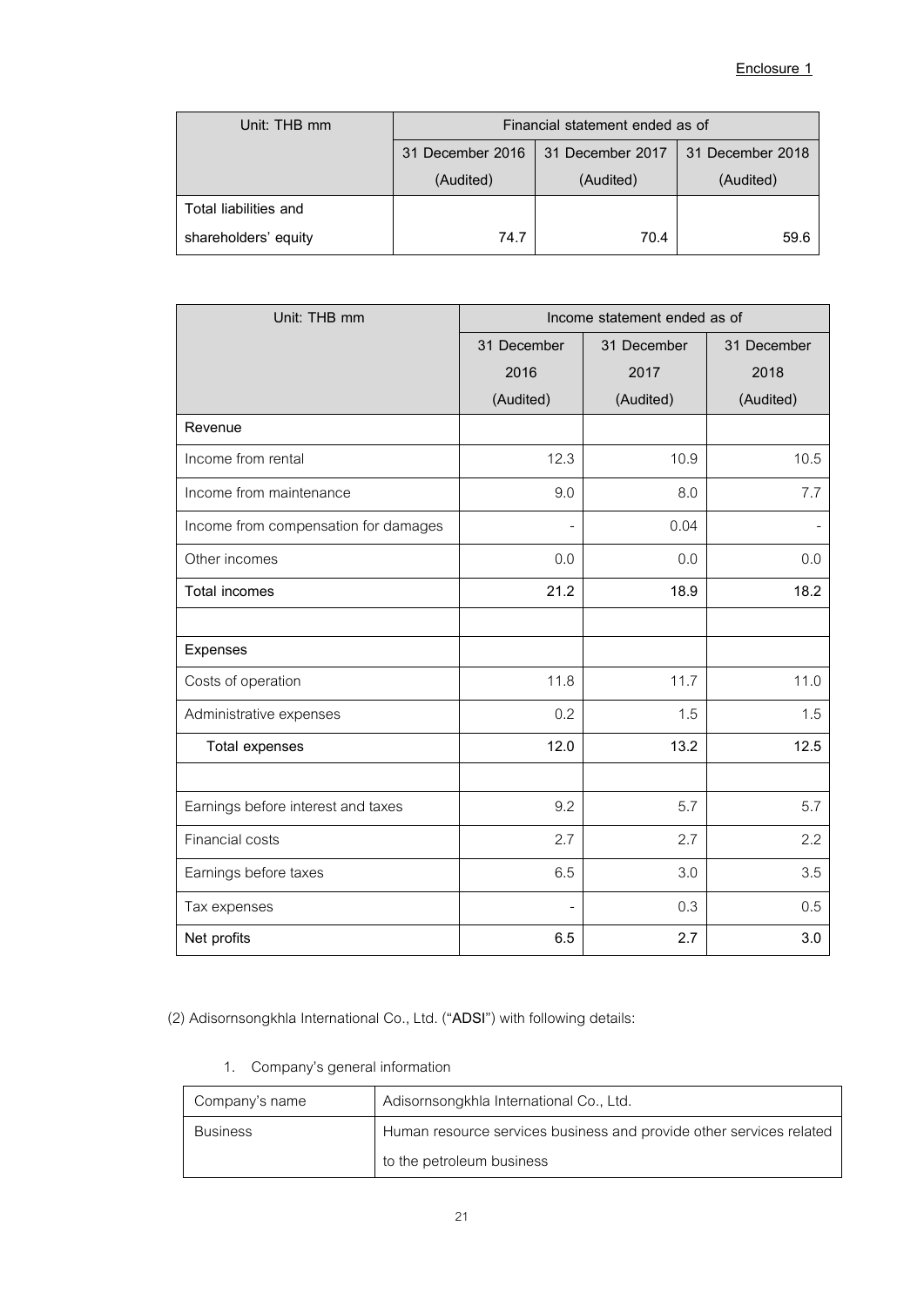**Enclosure 1**

| Unit: THB mm | Financial statement ended as of | | |
|---|---|---|---|
| | 31 December 2016 (Audited) | 31 December 2017 (Audited) | 31 December 2018 (Audited) |
| Total liabilities and shareholders' equity | 74.7 | 70.4 | 59.6 |

| Unit: THB mm | Income statement ended as of | | |
|---|---|---|---|
| | 31 December 2016 (Audited) | 31 December 2017 (Audited) | 31 December 2018 (Audited) |
| Revenue | | | |
| Income from rental | 12.3 | 10.9 | 10.5 |
| Income from maintenance | 9.0 | 8.0 | 7.7 |
| Income from compensation for damages | - | 0.04 | - |
| Other incomes | 0.0 | 0.0 | 0.0 |
| Total incomes | 21.2 | 18.9 | 18.2 |
| | | | |
| Expenses | | | |
| Costs of operation | 11.8 | 11.7 | 11.0 |
| Administrative expenses | 0.2 | 1.5 | 1.5 |
| Total expenses | 12.0 | 13.2 | 12.5 |
| | | | |
| Earnings before interest and taxes | 9.2 | 5.7 | 5.7 |
| Financial costs | 2.7 | 2.7 | 2.2 |
| Earnings before taxes | 6.5 | 3.0 | 3.5 |
| Tax expenses | - | 0.3 | 0.5 |
| **Net profits** | **6.5** | **2.7** | **3.0** |

(2) Adisornsongkhla International Co., Ltd. ("**ADSI**") with following details:

1. Company's general information

| Company's name | Adisornsongkhla International Co., Ltd. |
|---|---|
| Business | Human resource services business and provide other services related to the petroleum business |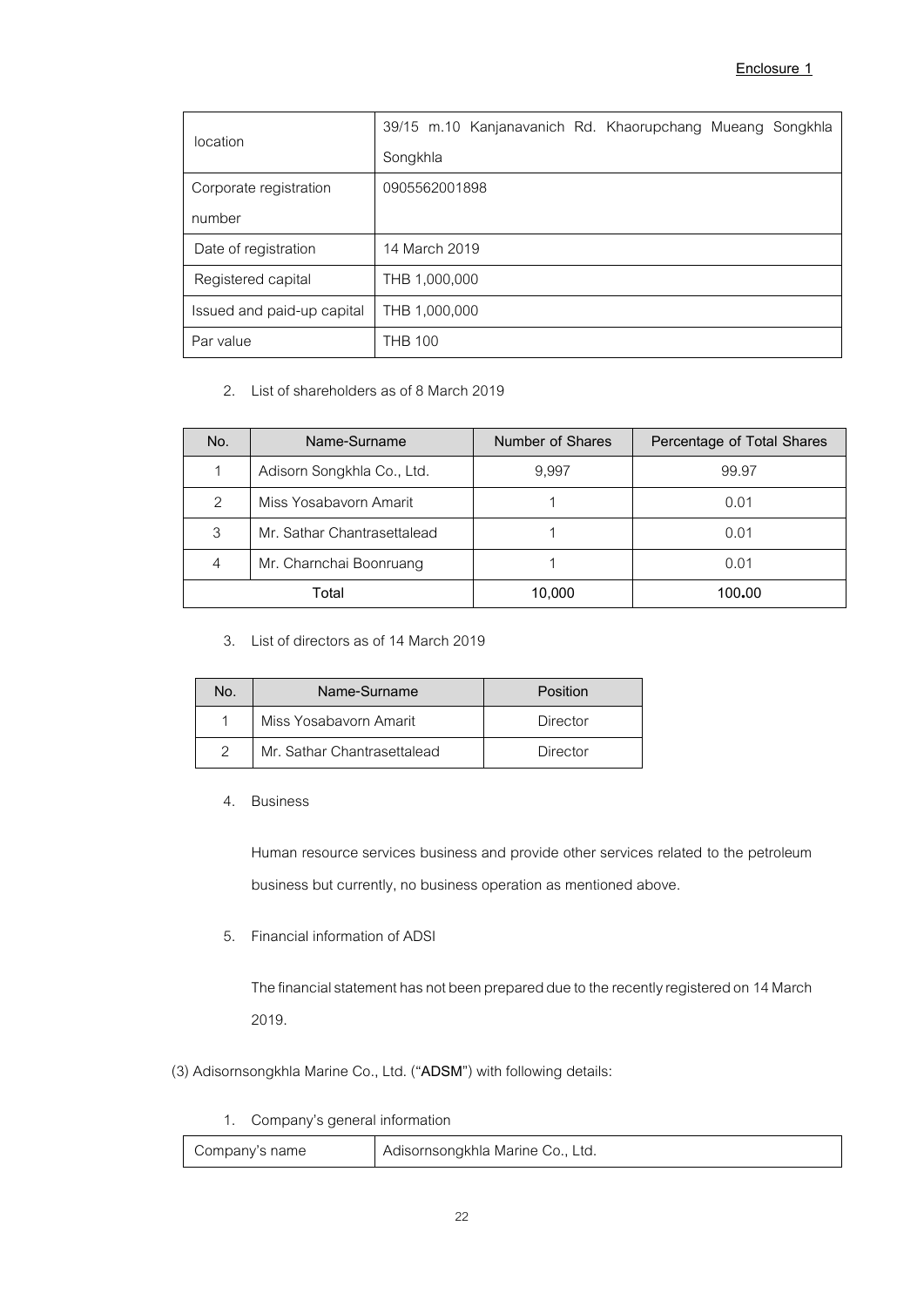**Enclosure 1**

| location | 39/15 m.10 Kanjanavanich Rd. Khaorupchang Mueang Songkhla Songkhla |
|---|---|
| Corporate registration number | 0905562001898 |
| Date of registration | 14 March 2019 |
| Registered capital | THB 1,000,000 |
| Issued and paid-up capital | THB 1,000,000 |
| Par value | THB 100 |

2. List of shareholders as of 8 March 2019

| No. | Name-Surname | Number of Shares | Percentage of Total Shares |
|---|---|---|---|
| 1 | Adisorn Songkhla Co., Ltd. | 9,997 | 99.97 |
| 2 | Miss Yosabavorn Amarit | 1 | 0.01 |
| 3 | Mr. Sathar Chantrasettalead | 1 | 0.01 |
| 4 | Mr. Charnchai Boonruang | 1 | 0.01 |
| Total | | 10,000 | 100.00 |

3. List of directors as of 14 March 2019

| No. | Name-Surname | Position |
|---|---|---|
| 1 | Miss Yosabavorn Amarit | Director |
| 2 | Mr. Sathar Chantrasettalead | Director |

4. Business

   Human resource services business and provide other services related to the petroleum business but currently, no business operation as mentioned above.

5. Financial information of ADSI

   The financial statement has not been prepared due to the recently registered on 14 March 2019.

(3) Adisornsongkhla Marine Co., Ltd. ("**ADSM**") with following details:

1. Company's general information

| Company's name | Adisornsongkhla Marine Co., Ltd. |
|---|---|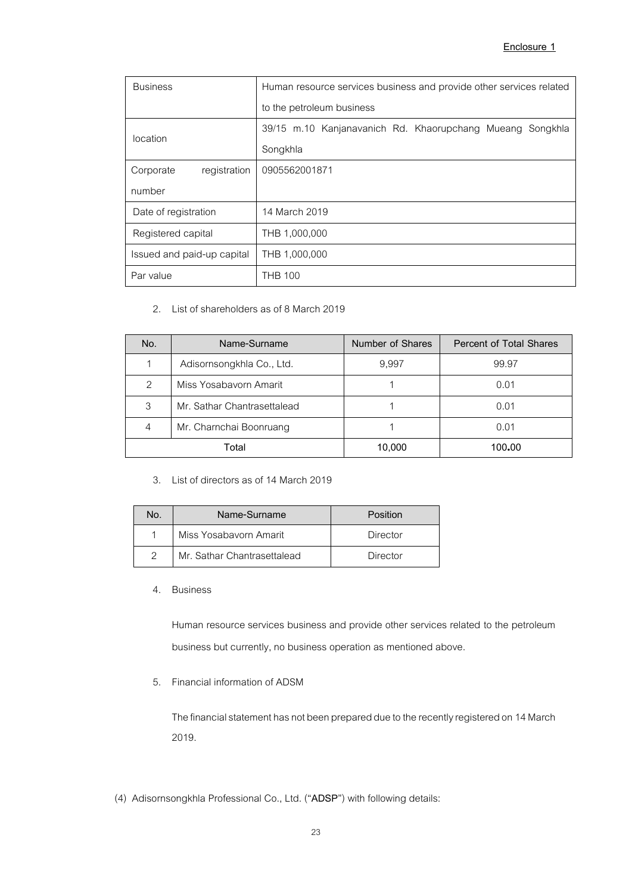Enclosure 1

| Business | Human resource services business and provide other services related to the petroleum business |
|---|---|
| location | 39/15 m.10 Kanjanavanich Rd. Khaorupchang Mueang Songkhla Songkhla |
| Corporate registration number | 0905562001871 |
| Date of registration | 14 March 2019 |
| Registered capital | THB 1,000,000 |
| Issued and paid-up capital | THB 1,000,000 |
| Par value | THB 100 |

2. List of shareholders as of 8 March 2019

| No. | Name-Surname | Number of Shares | Percent of Total Shares |
|---|---|---|---|
| 1 | Adisornsongkhla Co., Ltd. | 9,997 | 99.97 |
| 2 | Miss Yosabavorn Amarit | 1 | 0.01 |
| 3 | Mr. Sathar Chantrasettalead | 1 | 0.01 |
| 4 | Mr. Charnchai Boonruang | 1 | 0.01 |
| Total | | 10,000 | 100.00 |

3. List of directors as of 14 March 2019

| No. | Name-Surname | Position |
|---|---|---|
| 1 | Miss Yosabavorn Amarit | Director |
| 2 | Mr. Sathar Chantrasettalead | Director |

4. Business

   Human resource services business and provide other services related to the petroleum business but currently, no business operation as mentioned above.

5. Financial information of ADSM

   The financial statement has not been prepared due to the recently registered on 14 March 2019.

(4) Adisornsongkhla Professional Co., Ltd. ("**ADSP**") with following details: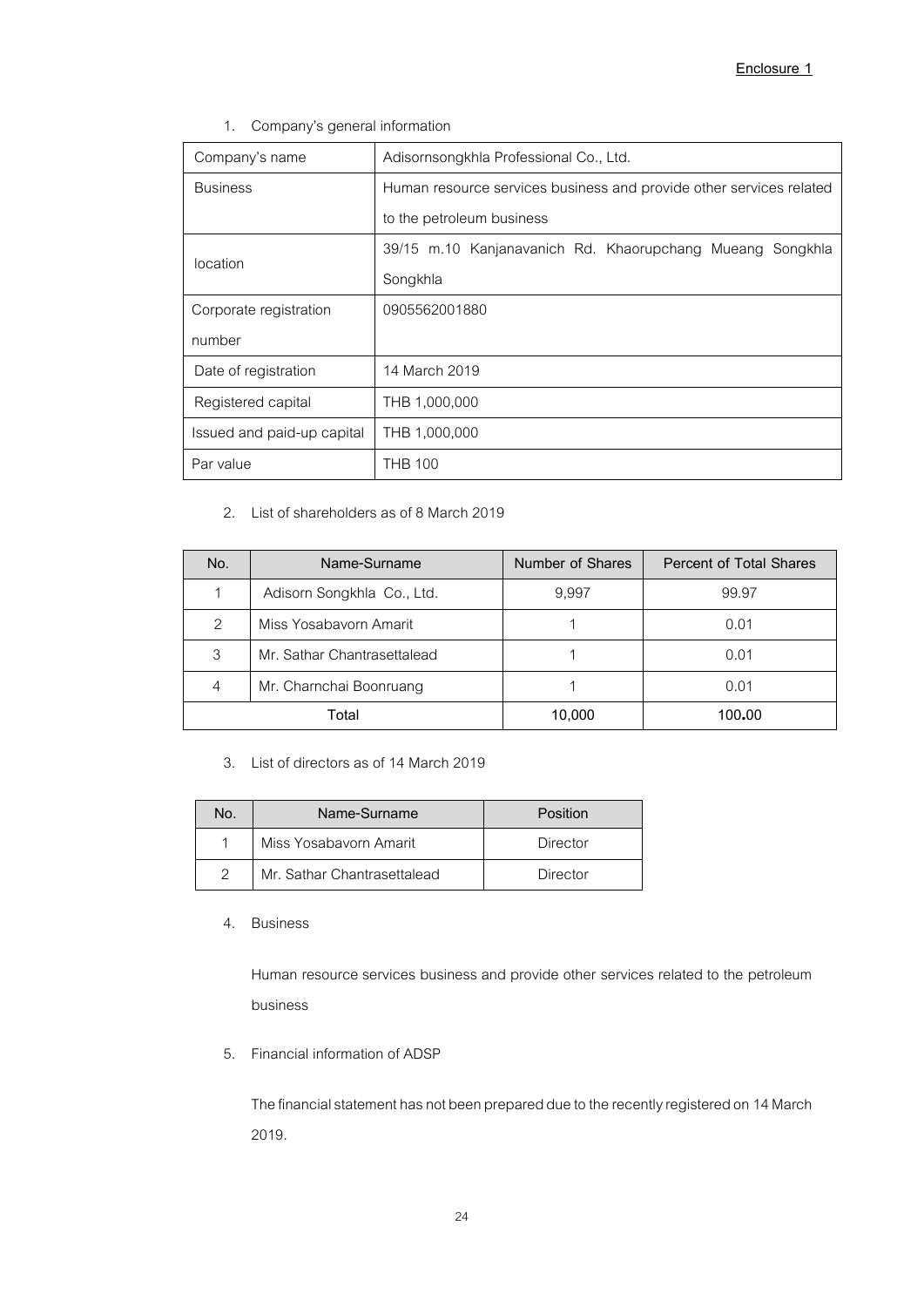**Enclosure 1**

1. Company's general information

| Company's name | Adisornsongkhla Professional Co., Ltd. |
|---|---|
| Business | Human resource services business and provide other services related to the petroleum business |
| location | 39/15 m.10 Kanjanavanich Rd. Khaorupchang Mueang Songkhla Songkhla |
| Corporate registration number | 0905562001880 |
| Date of registration | 14 March 2019 |
| Registered capital | THB 1,000,000 |
| Issued and paid-up capital | THB 1,000,000 |
| Par value | THB 100 |

2. List of shareholders as of 8 March 2019

| No. | Name-Surname | Number of Shares | Percent of Total Shares |
|---|---|---|---|
| 1 | Adisorn Songkhla Co., Ltd. | 9,997 | 99.97 |
| 2 | Miss Yosabavorn Amarit | 1 | 0.01 |
| 3 | Mr. Sathar Chantrasettalead | 1 | 0.01 |
| 4 | Mr. Charnchai Boonruang | 1 | 0.01 |
| Total | | 10,000 | 100.00 |

3. List of directors as of 14 March 2019

| No. | Name-Surname | Position |
|---|---|---|
| 1 | Miss Yosabavorn Amarit | Director |
| 2 | Mr. Sathar Chantrasettalead | Director |

4. Business

Human resource services business and provide other services related to the petroleum business

5. Financial information of ADSP

The financial statement has not been prepared due to the recently registered on 14 March 2019.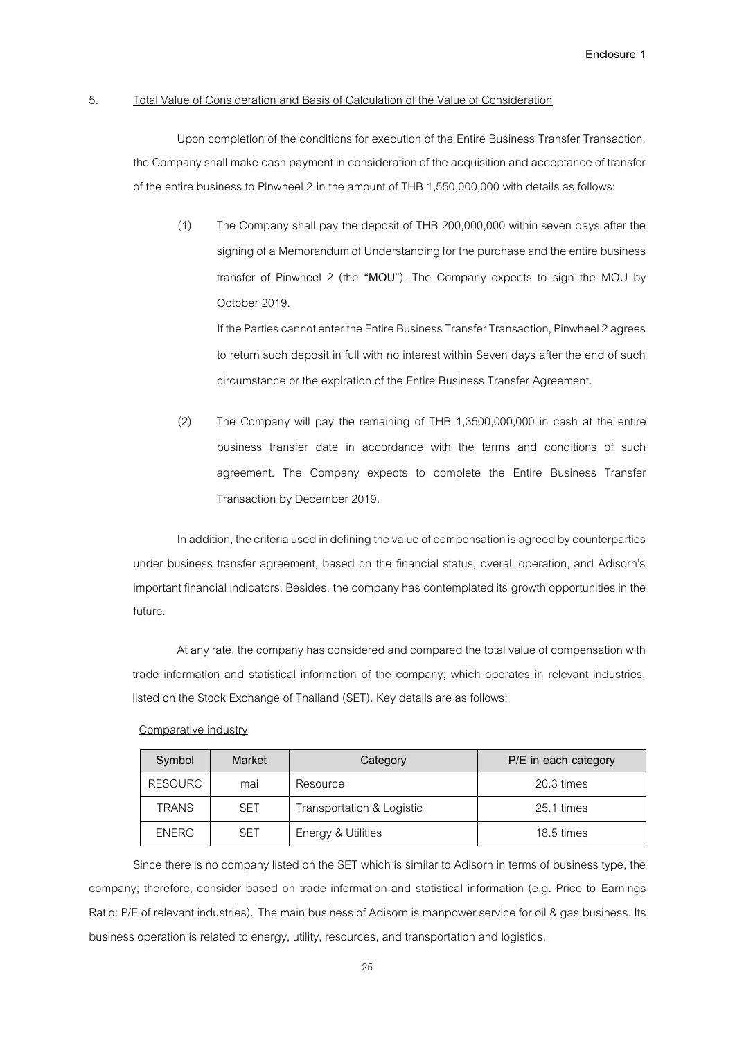Enclosure 1

5. Total Value of Consideration and Basis of Calculation of the Value of Consideration

Upon completion of the conditions for execution of the Entire Business Transfer Transaction, the Company shall make cash payment in consideration of the acquisition and acceptance of transfer of the entire business to Pinwheel 2 in the amount of THB 1,550,000,000 with details as follows:

(1) The Company shall pay the deposit of THB 200,000,000 within seven days after the signing of a Memorandum of Understanding for the purchase and the entire business transfer of Pinwheel 2 (the "**MOU**"). The Company expects to sign the MOU by October 2019.

If the Parties cannot enter the Entire Business Transfer Transaction, Pinwheel 2 agrees to return such deposit in full with no interest within Seven days after the end of such circumstance or the expiration of the Entire Business Transfer Agreement.

(2) The Company will pay the remaining of THB 1,3500,000,000 in cash at the entire business transfer date in accordance with the terms and conditions of such agreement. The Company expects to complete the Entire Business Transfer Transaction by December 2019.

In addition, the criteria used in defining the value of compensation is agreed by counterparties under business transfer agreement, based on the financial status, overall operation, and Adisorn's important financial indicators. Besides, the company has contemplated its growth opportunities in the future.

At any rate, the company has considered and compared the total value of compensation with trade information and statistical information of the company; which operates in relevant industries, listed on the Stock Exchange of Thailand (SET). Key details are as follows:

Comparative industry

| Symbol | Market | Category | P/E in each category |
|---|---|---|---|
| RESOURC | mai | Resource | 20.3 times |
| TRANS | SET | Transportation & Logistic | 25.1 times |
| ENERG | SET | Energy & Utilities | 18.5 times |

Since there is no company listed on the SET which is similar to Adisorn in terms of business type, the company; therefore, consider based on trade information and statistical information (e.g. Price to Earnings Ratio: P/E of relevant industries). The main business of Adisorn is manpower service for oil & gas business. Its business operation is related to energy, utility, resources, and transportation and logistics.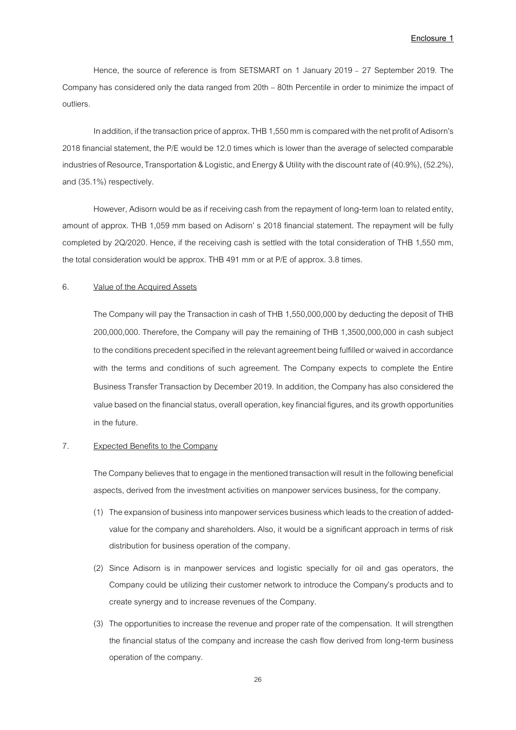Hence, the source of reference is from SETSMART on 1 January 2019 – 27 September 2019. The Company has considered only the data ranged from 20th – 80th Percentile in order to minimize the impact of outliers.

In addition, if the transaction price of approx. THB 1,550 mm is compared with the net profit of Adisorn's 2018 financial statement, the P/E would be 12.0 times which is lower than the average of selected comparable industries of Resource, Transportation & Logistic, and Energy & Utility with the discount rate of (40.9%), (52.2%), and (35.1%) respectively.

However, Adisorn would be as if receiving cash from the repayment of long-term loan to related entity, amount of approx. THB 1,059 mm based on Adisorn' s 2018 financial statement. The repayment will be fully completed by 2Q/2020. Hence, if the receiving cash is settled with the total consideration of THB 1,550 mm, the total consideration would be approx. THB 491 mm or at P/E of approx. 3.8 times.

6. Value of the Acquired Assets

The Company will pay the Transaction in cash of THB 1,550,000,000 by deducting the deposit of THB 200,000,000. Therefore, the Company will pay the remaining of THB 1,3500,000,000 in cash subject to the conditions precedent specified in the relevant agreement being fulfilled or waived in accordance with the terms and conditions of such agreement. The Company expects to complete the Entire Business Transfer Transaction by December 2019. In addition, the Company has also considered the value based on the financial status, overall operation, key financial figures, and its growth opportunities in the future.

7. Expected Benefits to the Company

The Company believes that to engage in the mentioned transaction will result in the following beneficial aspects, derived from the investment activities on manpower services business, for the company.

(1) The expansion of business into manpower services business which leads to the creation of added-value for the company and shareholders. Also, it would be a significant approach in terms of risk distribution for business operation of the company.

(2) Since Adisorn is in manpower services and logistic specially for oil and gas operators, the Company could be utilizing their customer network to introduce the Company's products and to create synergy and to increase revenues of the Company.

(3) The opportunities to increase the revenue and proper rate of the compensation. It will strengthen the financial status of the company and increase the cash flow derived from long-term business operation of the company.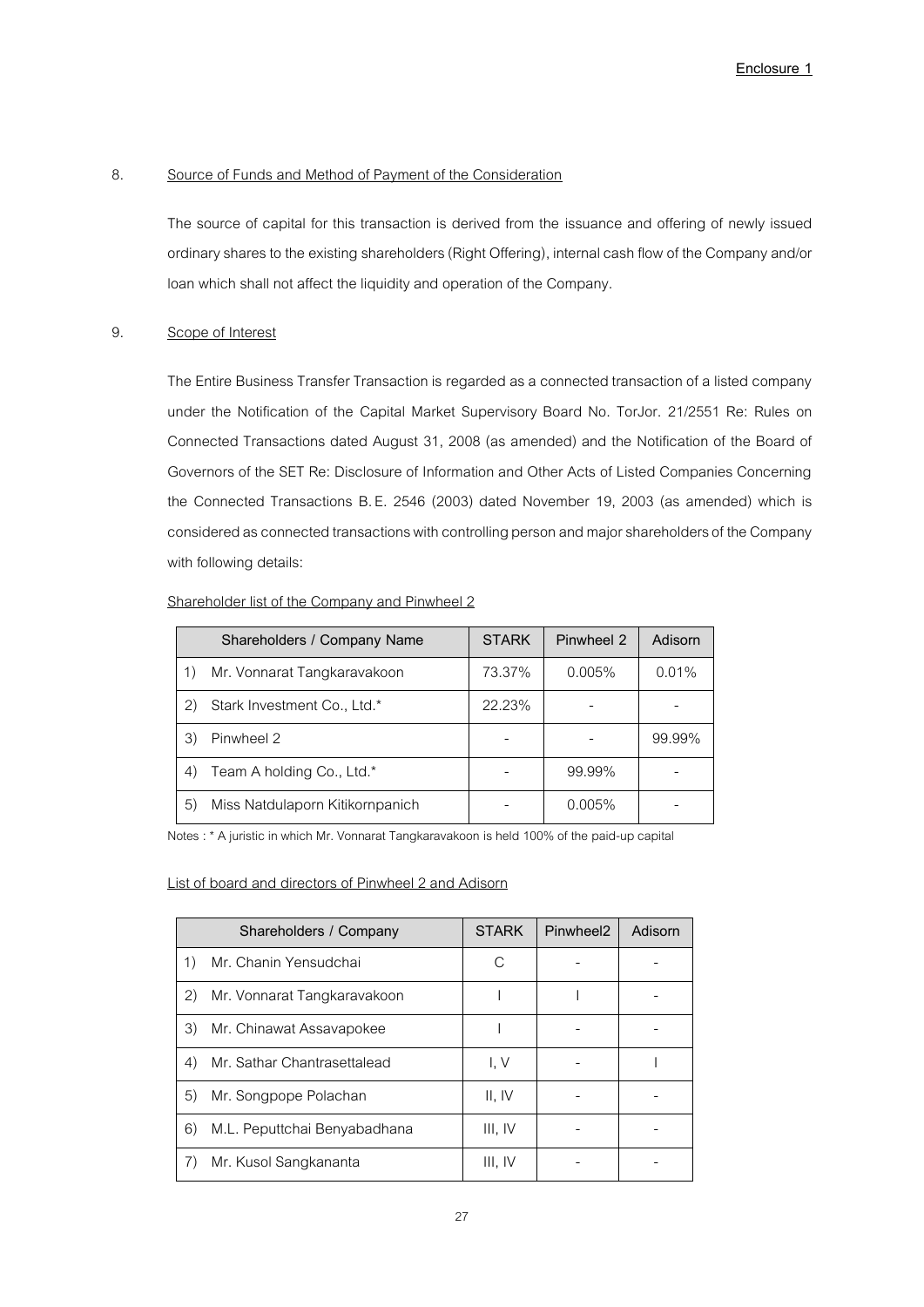**Enclosure 1**

8. Source of Funds and Method of Payment of the Consideration

The source of capital for this transaction is derived from the issuance and offering of newly issued ordinary shares to the existing shareholders (Right Offering), internal cash flow of the Company and/or loan which shall not affect the liquidity and operation of the Company.

9. Scope of Interest

The Entire Business Transfer Transaction is regarded as a connected transaction of a listed company under the Notification of the Capital Market Supervisory Board No. TorJor. 21/2551 Re: Rules on Connected Transactions dated August 31, 2008 (as amended) and the Notification of the Board of Governors of the SET Re: Disclosure of Information and Other Acts of Listed Companies Concerning the Connected Transactions B.E. 2546 (2003) dated November 19, 2003 (as amended) which is considered as connected transactions with controlling person and major shareholders of the Company with following details:

Shareholder list of the Company and Pinwheel 2

| Shareholders / Company Name | STARK | Pinwheel 2 | Adisorn |
|---|---|---|---|
| 1) Mr. Vonnarat Tangkaravakoon | 73.37% | 0.005% | 0.01% |
| 2) Stark Investment Co., Ltd.* | 22.23% | - | - |
| 3) Pinwheel 2 | - | - | 99.99% |
| 4) Team A holding Co., Ltd.* | - | 99.99% | - |
| 5) Miss Natdulaporn Kitikornpanich | - | 0.005% | - |

Notes : * A juristic in which Mr. Vonnarat Tangkaravakoon is held 100% of the paid-up capital

List of board and directors of Pinwheel 2 and Adisorn

| Shareholders / Company | STARK | Pinwheel2 | Adisorn |
|---|---|---|---|
| 1) Mr. Chanin Yensudchai | C | - | - |
| 2) Mr. Vonnarat Tangkaravakoon | I | I | - |
| 3) Mr. Chinawat Assavapokee | I | - | - |
| 4) Mr. Sathar Chantrasettalead | I, V | - | I |
| 5) Mr. Songpope Polachan | II, IV | - | - |
| 6) M.L. Peputtchai Benyabadhana | III, IV | - | - |
| 7) Mr. Kusol Sangkananta | III, IV | - | - |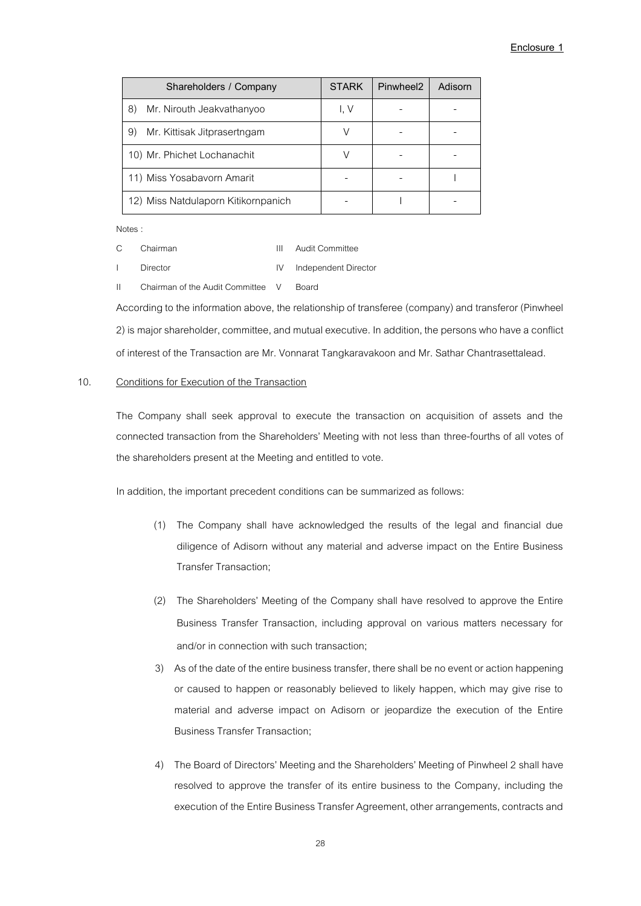Enclosure 1

| Shareholders / Company | STARK | Pinwheel2 | Adisorn |
|---|---|---|---|
| 8) Mr. Nirouth Jeakvathanyoo | I, V | - | - |
| 9) Mr. Kittisak Jitprasertngam | V | - | - |
| 10) Mr. Phichet Lochanachit | V | - | - |
| 11) Miss Yosabavorn Amarit | - | - | I |
| 12) Miss Natdulaporn Kitikornpanich | - | I | - |

Notes :

| | | | |
|---|---|---|---|
| C | Chairman | III | Audit Committee |
| I | Director | IV | Independent Director |
| II | Chairman of the Audit Committee | V | Board |

According to the information above, the relationship of transferee (company) and transferor (Pinwheel 2) is major shareholder, committee, and mutual executive. In addition, the persons who have a conflict of interest of the Transaction are Mr. Vonnarat Tangkaravakoon and Mr. Sathar Chantrasettalead.

## 10. Conditions for Execution of the Transaction

The Company shall seek approval to execute the transaction on acquisition of assets and the connected transaction from the Shareholders' Meeting with not less than three-fourths of all votes of the shareholders present at the Meeting and entitled to vote.

In addition, the important precedent conditions can be summarized as follows:

(1) The Company shall have acknowledged the results of the legal and financial due diligence of Adisorn without any material and adverse impact on the Entire Business Transfer Transaction;

(2) The Shareholders' Meeting of the Company shall have resolved to approve the Entire Business Transfer Transaction, including approval on various matters necessary for and/or in connection with such transaction;

3) As of the date of the entire business transfer, there shall be no event or action happening or caused to happen or reasonably believed to likely happen, which may give rise to material and adverse impact on Adisorn or jeopardize the execution of the Entire Business Transfer Transaction;

4) The Board of Directors' Meeting and the Shareholders' Meeting of Pinwheel 2 shall have resolved to approve the transfer of its entire business to the Company, including the execution of the Entire Business Transfer Agreement, other arrangements, contracts and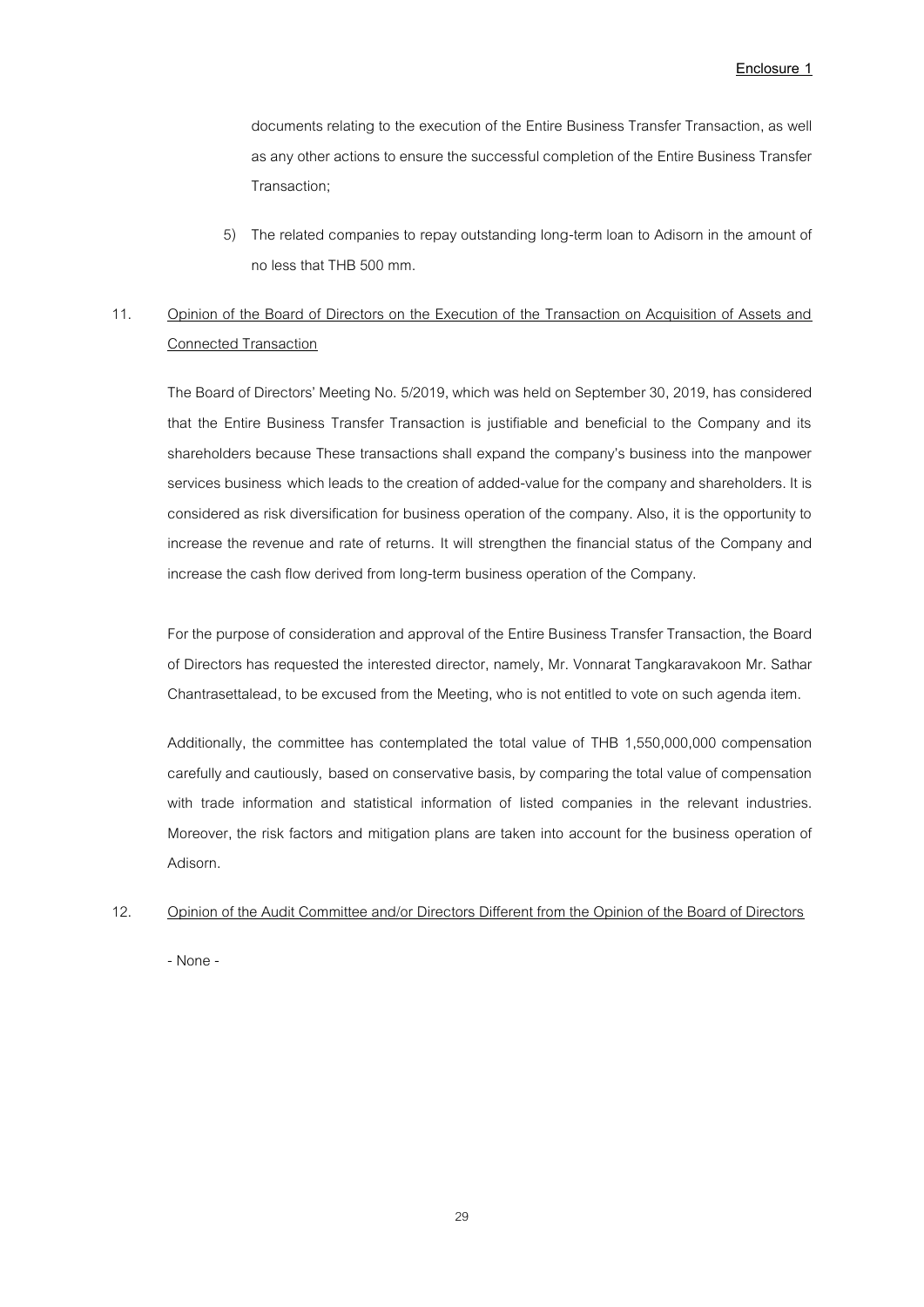documents relating to the execution of the Entire Business Transfer Transaction, as well as any other actions to ensure the successful completion of the Entire Business Transfer Transaction;

5) The related companies to repay outstanding long-term loan to Adisorn in the amount of no less that THB 500 mm.

11. Opinion of the Board of Directors on the Execution of the Transaction on Acquisition of Assets and Connected Transaction

The Board of Directors' Meeting No. 5/2019, which was held on September 30, 2019, has considered that the Entire Business Transfer Transaction is justifiable and beneficial to the Company and its shareholders because These transactions shall expand the company's business into the manpower services business which leads to the creation of added-value for the company and shareholders. It is considered as risk diversification for business operation of the company. Also, it is the opportunity to increase the revenue and rate of returns. It will strengthen the financial status of the Company and increase the cash flow derived from long-term business operation of the Company.

For the purpose of consideration and approval of the Entire Business Transfer Transaction, the Board of Directors has requested the interested director, namely, Mr. Vonnarat Tangkaravakoon Mr. Sathar Chantrasettalead, to be excused from the Meeting, who is not entitled to vote on such agenda item.

Additionally, the committee has contemplated the total value of THB 1,550,000,000 compensation carefully and cautiously, based on conservative basis, by comparing the total value of compensation with trade information and statistical information of listed companies in the relevant industries. Moreover, the risk factors and mitigation plans are taken into account for the business operation of Adisorn.

12. Opinion of the Audit Committee and/or Directors Different from the Opinion of the Board of Directors

- None -